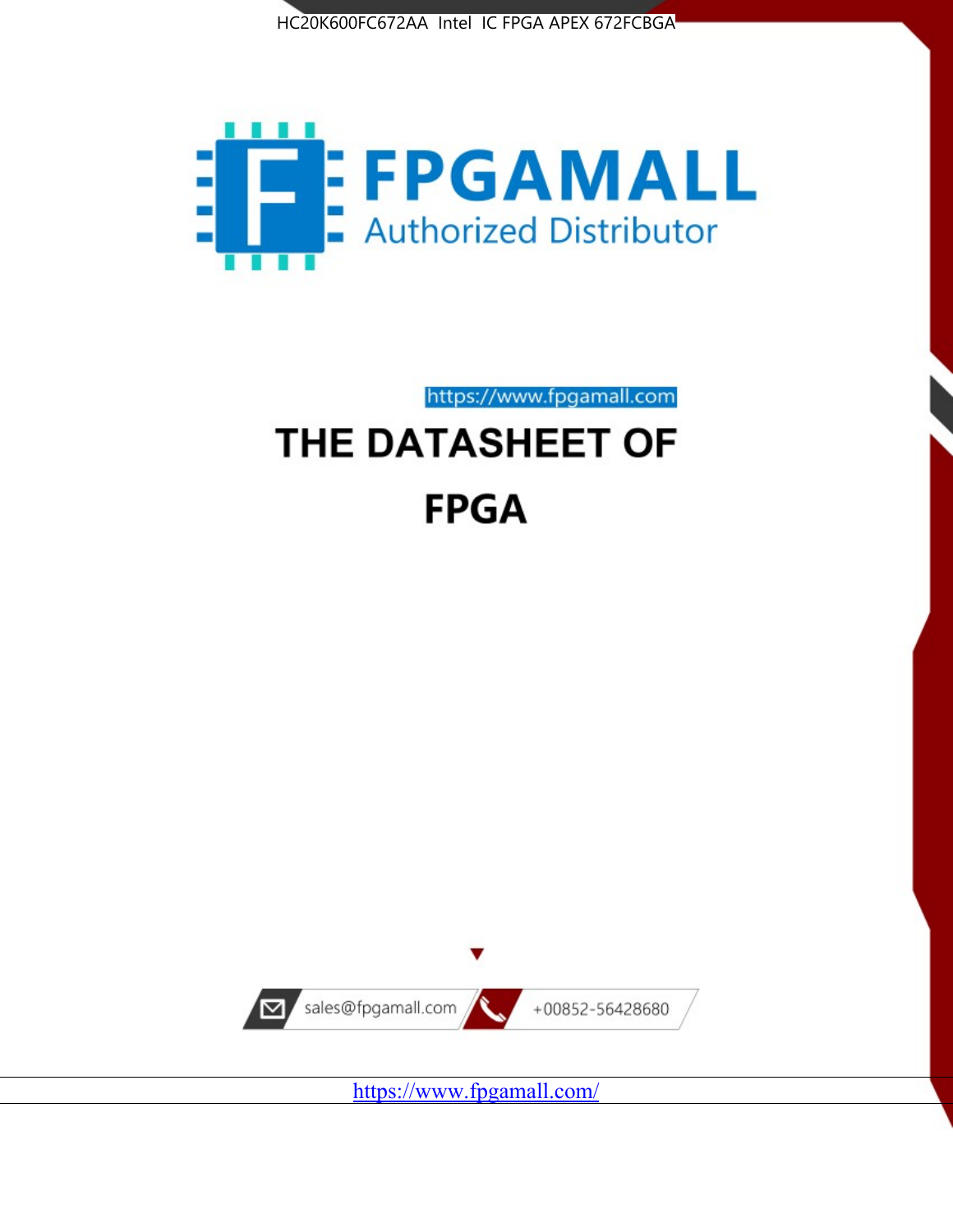HC20K600FC672AA Intel IC FPGA APEX 672FCBGA

FPGAMALL

Authorized Distributor

https://www.fpgamall.com

# THE DATASHEET OF

# FPGA

sales@fpgamall.com

+00852-56428680

https://www.fpgamall.com/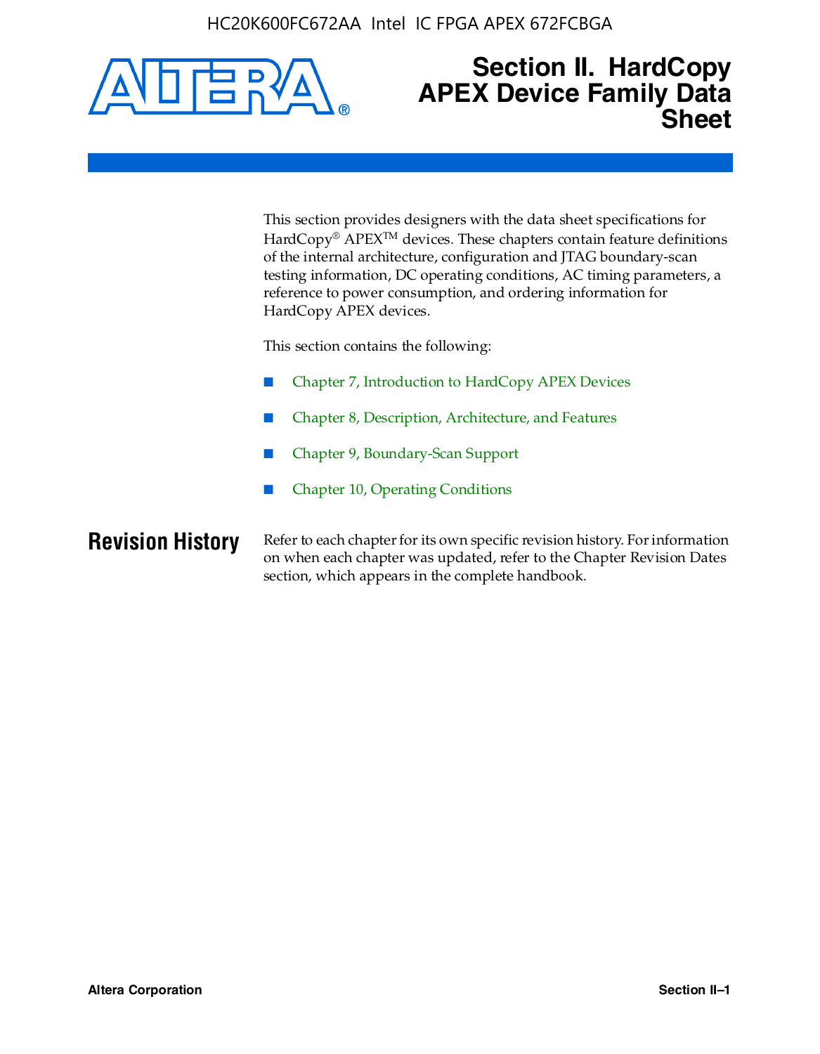# Section II. HardCopy APEX Device Family Data Sheet

This section provides designers with the data sheet specifications for HardCopy® APEX™ devices. These chapters contain feature definitions of the internal architecture, configuration and JTAG boundary-scan testing information, DC operating conditions, AC timing parameters, a reference to power consumption, and ordering information for HardCopy APEX devices.

This section contains the following:

- Chapter 7, Introduction to HardCopy APEX Devices
- Chapter 8, Description, Architecture, and Features
- Chapter 9, Boundary-Scan Support
- Chapter 10, Operating Conditions

## Revision History

Refer to each chapter for its own specific revision history. For information on when each chapter was updated, refer to the Chapter Revision Dates section, which appears in the complete handbook.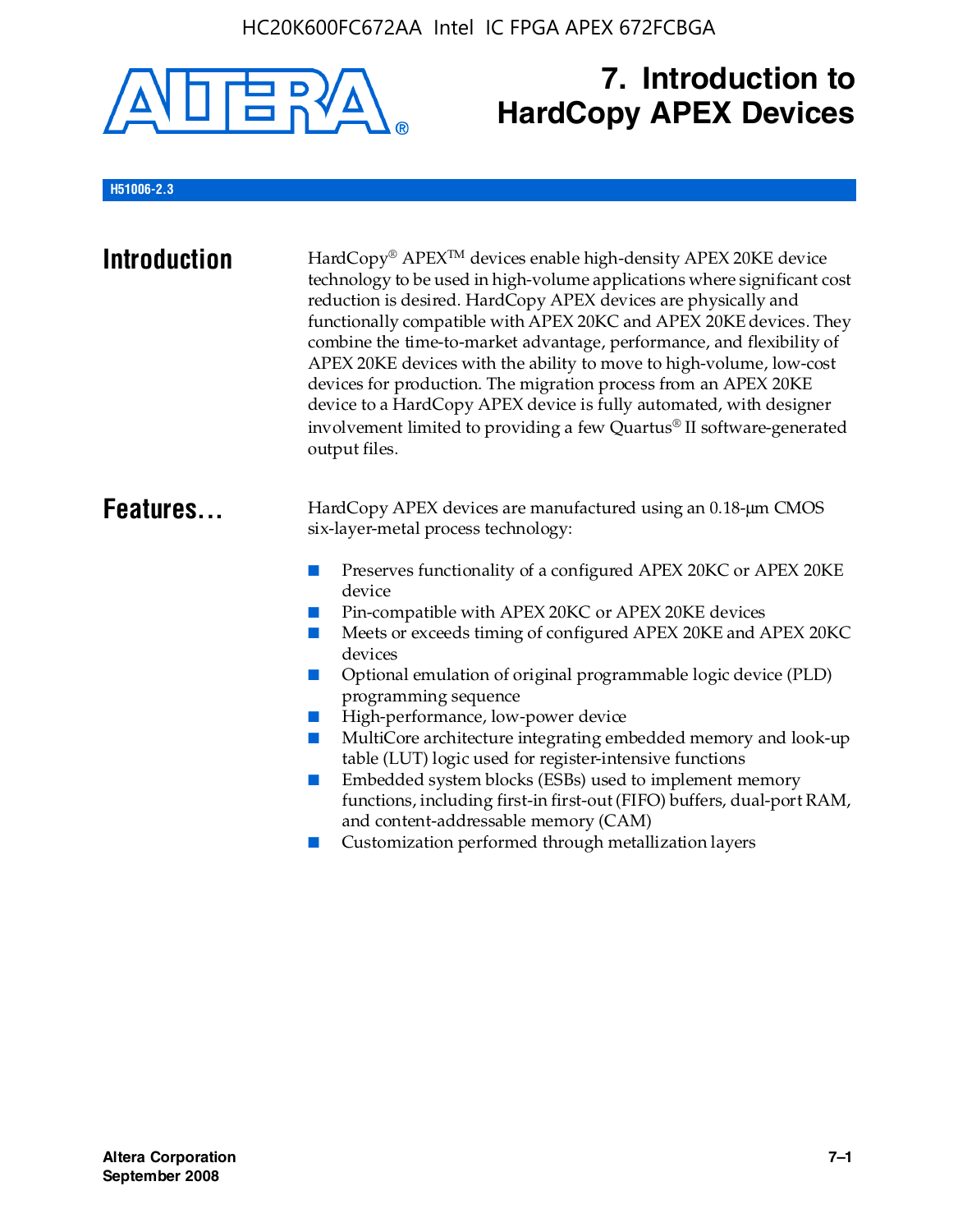# 7. Introduction to HardCopy APEX Devices

H51006-2.3

## Introduction

HardCopy® APEX™ devices enable high-density APEX 20KE device technology to be used in high-volume applications where significant cost reduction is desired. HardCopy APEX devices are physically and functionally compatible with APEX 20KC and APEX 20KE devices. They combine the time-to-market advantage, performance, and flexibility of APEX 20KE devices with the ability to move to high-volume, low-cost devices for production. The migration process from an APEX 20KE device to a HardCopy APEX device is fully automated, with designer involvement limited to providing a few Quartus® II software-generated output files.

## Features...

HardCopy APEX devices are manufactured using an 0.18-μm CMOS six-layer-metal process technology:

- Preserves functionality of a configured APEX 20KC or APEX 20KE device
- Pin-compatible with APEX 20KC or APEX 20KE devices
- Meets or exceeds timing of configured APEX 20KE and APEX 20KC devices
- Optional emulation of original programmable logic device (PLD) programming sequence
- High-performance, low-power device
- MultiCore architecture integrating embedded memory and look-up table (LUT) logic used for register-intensive functions
- Embedded system blocks (ESBs) used to implement memory functions, including first-in first-out (FIFO) buffers, dual-port RAM, and content-addressable memory (CAM)
- Customization performed through metallization layers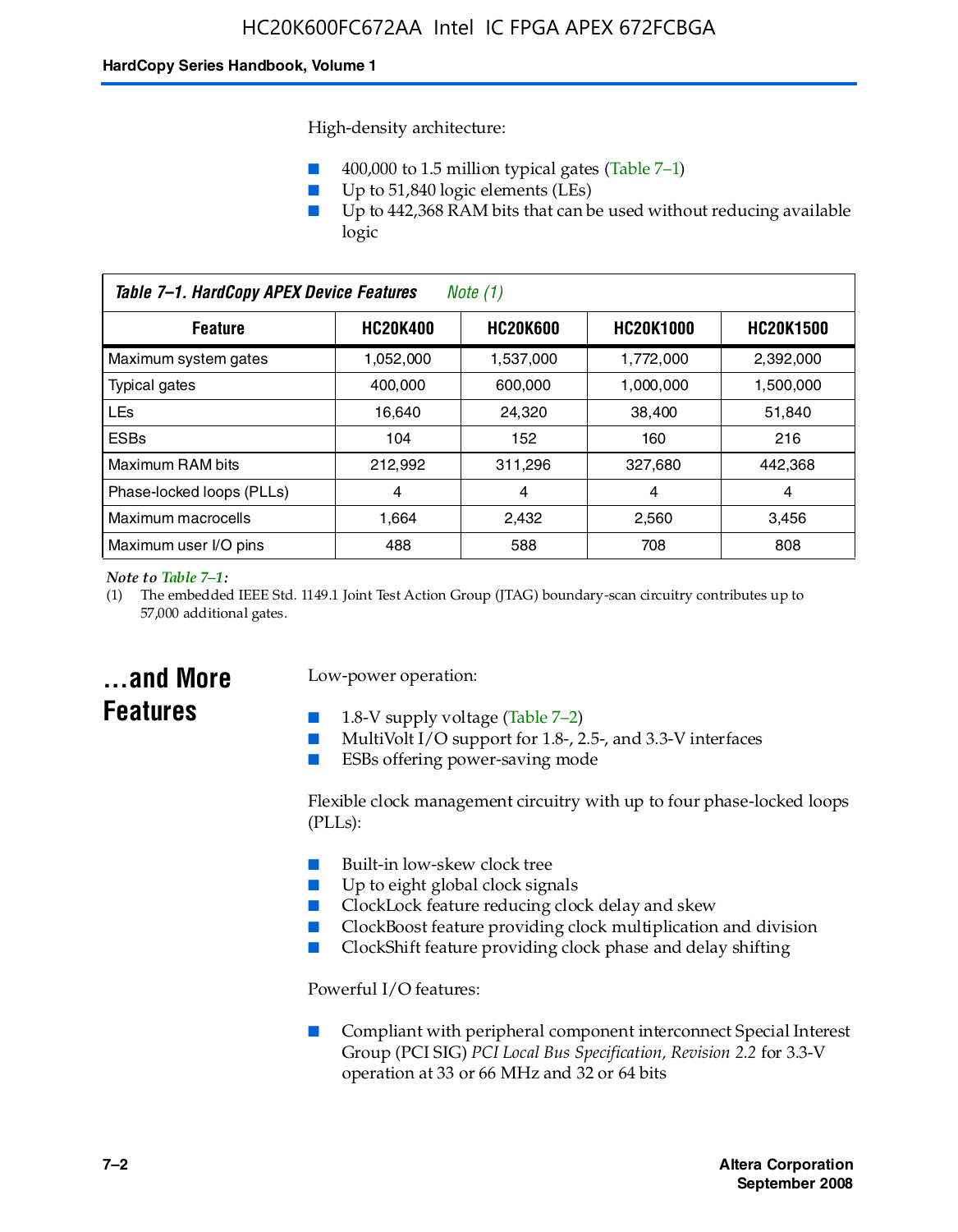High-density architecture:

- 400,000 to 1.5 million typical gates (Table 7–1)
- Up to 51,840 logic elements (LEs)
- Up to 442,368 RAM bits that can be used without reducing available logic

*Table 7–1. HardCopy APEX Device Features Note (1)*

| Feature | HC20K400 | HC20K600 | HC20K1000 | HC20K1500 |
|---|---|---|---|---|
| Maximum system gates | 1,052,000 | 1,537,000 | 1,772,000 | 2,392,000 |
| Typical gates | 400,000 | 600,000 | 1,000,000 | 1,500,000 |
| LEs | 16,640 | 24,320 | 38,400 | 51,840 |
| ESBs | 104 | 152 | 160 | 216 |
| Maximum RAM bits | 212,992 | 311,296 | 327,680 | 442,368 |
| Phase-locked loops (PLLs) | 4 | 4 | 4 | 4 |
| Maximum macrocells | 1,664 | 2,432 | 2,560 | 3,456 |
| Maximum user I/O pins | 488 | 588 | 708 | 808 |

*Note to Table 7–1:*
(1) The embedded IEEE Std. 1149.1 Joint Test Action Group (JTAG) boundary-scan circuitry contributes up to 57,000 additional gates.

## ...and More Features

Low-power operation:

- 1.8-V supply voltage (Table 7–2)
- MultiVolt I/O support for 1.8-, 2.5-, and 3.3-V interfaces
- ESBs offering power-saving mode

Flexible clock management circuitry with up to four phase-locked loops (PLLs):

- Built-in low-skew clock tree
- Up to eight global clock signals
- ClockLock feature reducing clock delay and skew
- ClockBoost feature providing clock multiplication and division
- ClockShift feature providing clock phase and delay shifting

Powerful I/O features:

- Compliant with peripheral component interconnect Special Interest Group (PCI SIG) *PCI Local Bus Specification, Revision 2.2* for 3.3-V operation at 33 or 66 MHz and 32 or 64 bits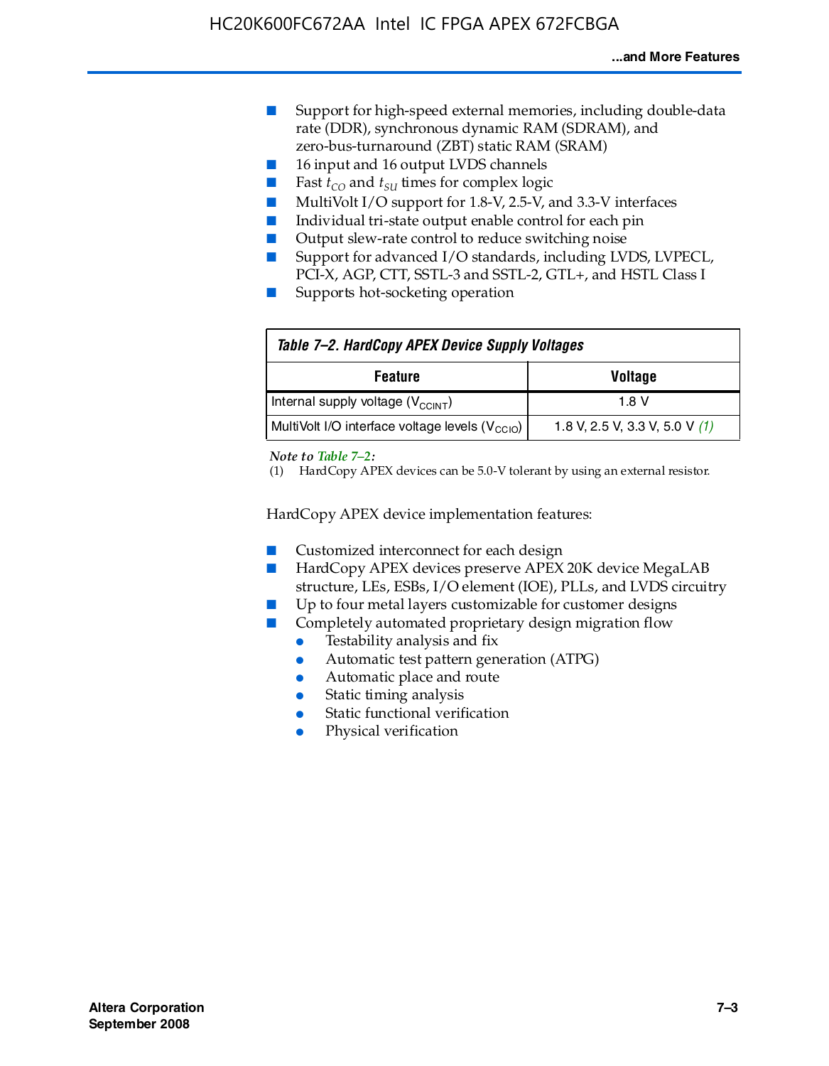- Support for high-speed external memories, including double-data rate (DDR), synchronous dynamic RAM (SDRAM), and zero-bus-turnaround (ZBT) static RAM (SRAM)
- 16 input and 16 output LVDS channels
- Fast $t_{CO}$ and $t_{SU}$ times for complex logic
- MultiVolt I/O support for 1.8-V, 2.5-V, and 3.3-V interfaces
- Individual tri-state output enable control for each pin
- Output slew-rate control to reduce switching noise
- Support for advanced I/O standards, including LVDS, LVPECL, PCI-X, AGP, CTT, SSTL-3 and SSTL-2, GTL+, and HSTL Class I
- Supports hot-socketing operation

**Table 7–2. HardCopy APEX Device Supply Voltages**

| Feature | Voltage |
|---|---|
| Internal supply voltage ($V_{CCINT}$) | 1.8 V |
| MultiVolt I/O interface voltage levels ($V_{CCIO}$) | 1.8 V, 2.5 V, 3.3 V, 5.0 V *(1)* |

*Note to Table 7–2:*

(1) HardCopy APEX devices can be 5.0-V tolerant by using an external resistor.

HardCopy APEX device implementation features:

- Customized interconnect for each design
- HardCopy APEX devices preserve APEX 20K device MegaLAB structure, LEs, ESBs, I/O element (IOE), PLLs, and LVDS circuitry
- Up to four metal layers customizable for customer designs
- Completely automated proprietary design migration flow
  - Testability analysis and fix
  - Automatic test pattern generation (ATPG)
  - Automatic place and route
  - Static timing analysis
  - Static functional verification
  - Physical verification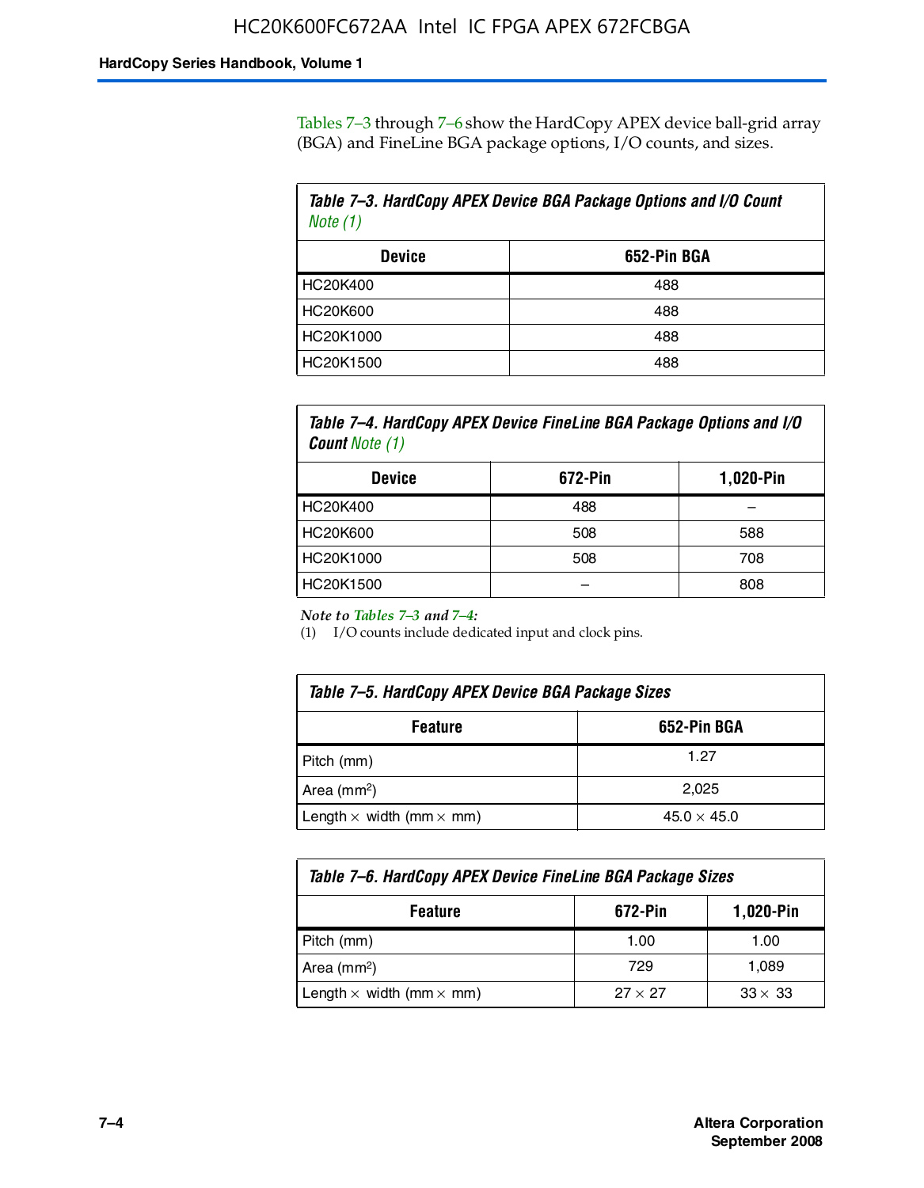Tables 7–3 through 7–6 show the HardCopy APEX device ball-grid array (BGA) and FineLine BGA package options, I/O counts, and sizes.

**Table 7–3. HardCopy APEX Device BGA Package Options and I/O Count** *Note (1)*

| Device | 652-Pin BGA |
|---|---|
| HC20K400 | 488 |
| HC20K600 | 488 |
| HC20K1000 | 488 |
| HC20K1500 | 488 |

**Table 7–4. HardCopy APEX Device FineLine BGA Package Options and I/O Count** *Note (1)*

| Device | 672-Pin | 1,020-Pin |
|---|---|---|
| HC20K400 | 488 | – |
| HC20K600 | 508 | 588 |
| HC20K1000 | 508 | 708 |
| HC20K1500 | – | 808 |

*Note to Tables 7–3 and 7–4:*

(1) I/O counts include dedicated input and clock pins.

**Table 7–5. HardCopy APEX Device BGA Package Sizes**

| Feature | 652-Pin BGA |
|---|---|
| Pitch (mm) | 1.27 |
| Area ($mm^2$) | 2,025 |
| Length × width (mm × mm) | 45.0 × 45.0 |

**Table 7–6. HardCopy APEX Device FineLine BGA Package Sizes**

| Feature | 672-Pin | 1,020-Pin |
|---|---|---|
| Pitch (mm) | 1.00 | 1.00 |
| Area ($mm^2$) | 729 | 1,089 |
| Length × width (mm × mm) | 27 × 27 | 33 × 33 |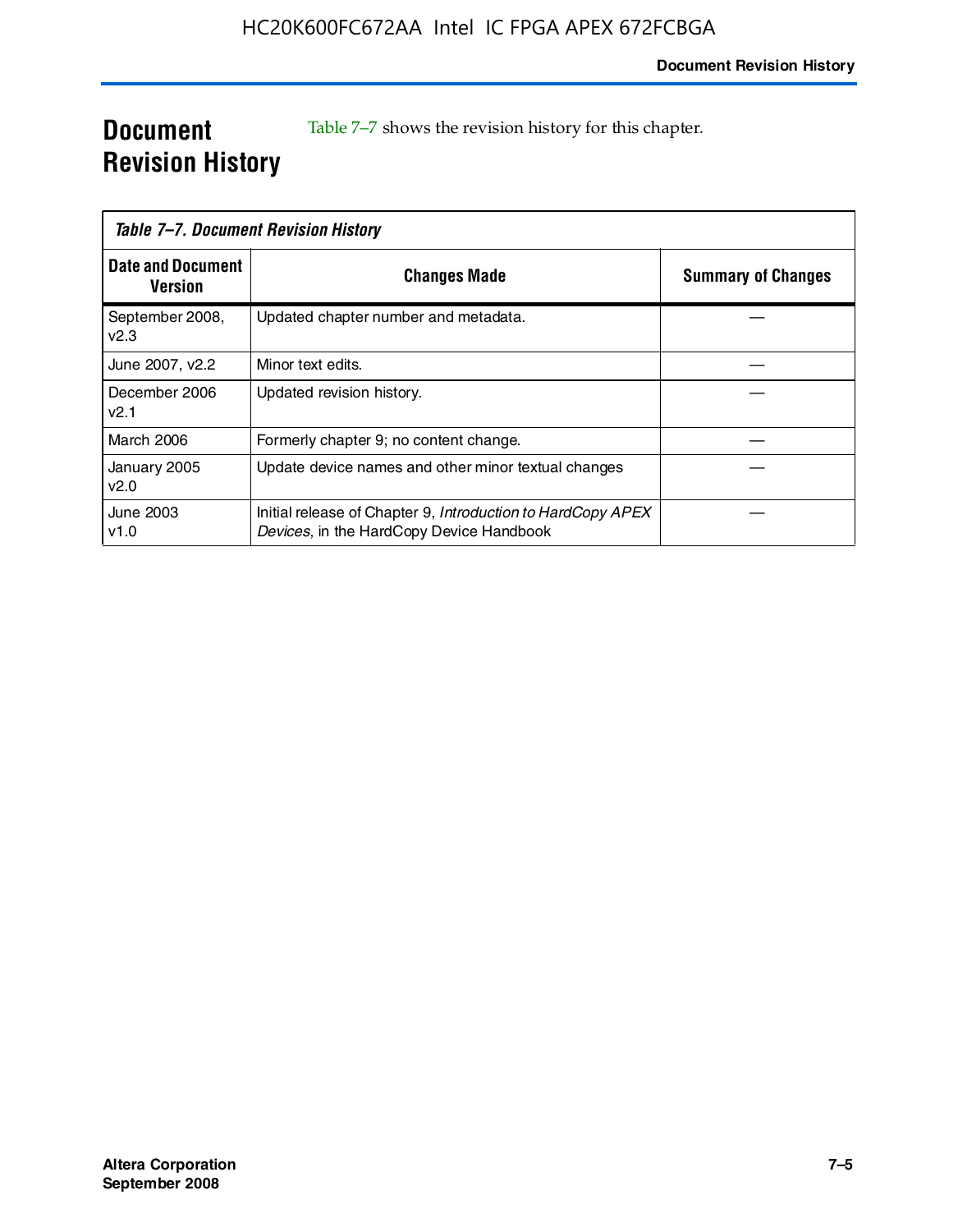# Document Revision History

Table 7–7 shows the revision history for this chapter.

*Table 7–7. Document Revision History*

| Date and Document Version | Changes Made | Summary of Changes |
|---|---|---|
| September 2008, v2.3 | Updated chapter number and metadata. | — |
| June 2007, v2.2 | Minor text edits. | — |
| December 2006 v2.1 | Updated revision history. | — |
| March 2006 | Formerly chapter 9; no content change. | — |
| January 2005 v2.0 | Update device names and other minor textual changes | — |
| June 2003 v1.0 | Initial release of Chapter 9, *Introduction to HardCopy APEX Devices*, in the HardCopy Device Handbook | — |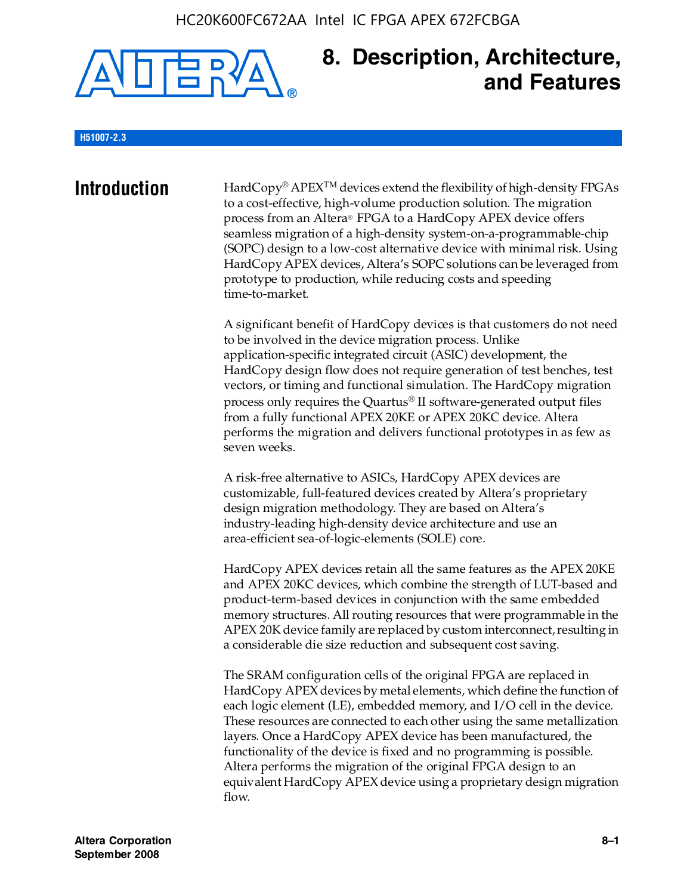# 8. Description, Architecture, and Features

H51007-2.3

## Introduction

HardCopy® APEX™ devices extend the flexibility of high-density FPGAs to a cost-effective, high-volume production solution. The migration process from an Altera® FPGA to a HardCopy APEX device offers seamless migration of a high-density system-on-a-programmable-chip (SOPC) design to a low-cost alternative device with minimal risk. Using HardCopy APEX devices, Altera's SOPC solutions can be leveraged from prototype to production, while reducing costs and speeding time-to-market.

A significant benefit of HardCopy devices is that customers do not need to be involved in the device migration process. Unlike application-specific integrated circuit (ASIC) development, the HardCopy design flow does not require generation of test benches, test vectors, or timing and functional simulation. The HardCopy migration process only requires the Quartus® II software-generated output files from a fully functional APEX 20KE or APEX 20KC device. Altera performs the migration and delivers functional prototypes in as few as seven weeks.

A risk-free alternative to ASICs, HardCopy APEX devices are customizable, full-featured devices created by Altera's proprietary design migration methodology. They are based on Altera's industry-leading high-density device architecture and use an area-efficient sea-of-logic-elements (SOLE) core.

HardCopy APEX devices retain all the same features as the APEX 20KE and APEX 20KC devices, which combine the strength of LUT-based and product-term-based devices in conjunction with the same embedded memory structures. All routing resources that were programmable in the APEX 20K device family are replaced by custom interconnect, resulting in a considerable die size reduction and subsequent cost saving.

The SRAM configuration cells of the original FPGA are replaced in HardCopy APEX devices by metal elements, which define the function of each logic element (LE), embedded memory, and I/O cell in the device. These resources are connected to each other using the same metallization layers. Once a HardCopy APEX device has been manufactured, the functionality of the device is fixed and no programming is possible. Altera performs the migration of the original FPGA design to an equivalent HardCopy APEX device using a proprietary design migration flow.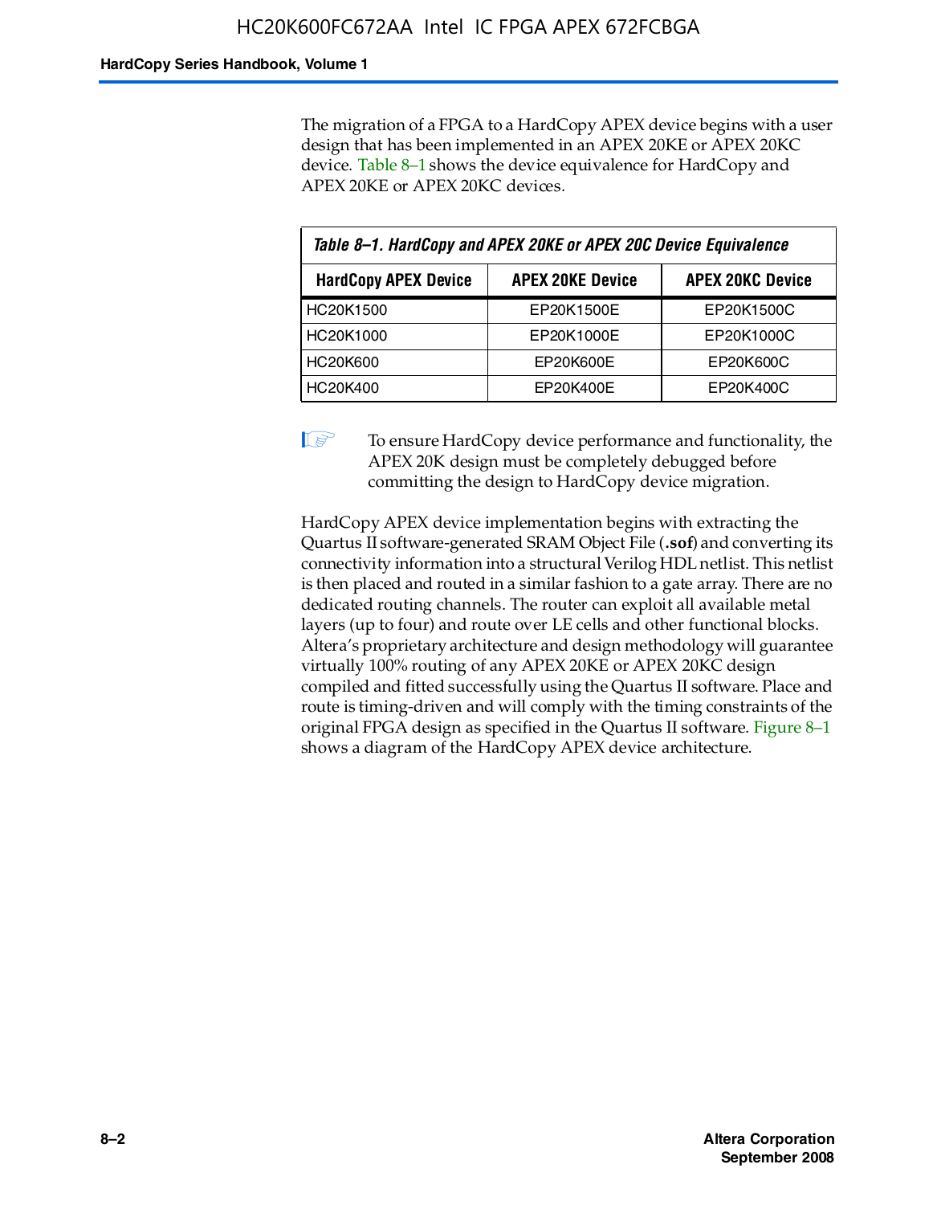The migration of a FPGA to a HardCopy APEX device begins with a user design that has been implemented in an APEX 20KE or APEX 20KC device. Table 8–1 shows the device equivalence for HardCopy and APEX 20KE or APEX 20KC devices.

*Table 8–1. HardCopy and APEX 20KE or APEX 20C Device Equivalence*

| HardCopy APEX Device | APEX 20KE Device | APEX 20KC Device |
| --- | --- | --- |
| HC20K1500 | EP20K1500E | EP20K1500C |
| HC20K1000 | EP20K1000E | EP20K1000C |
| HC20K600 | EP20K600E | EP20K600C |
| HC20K400 | EP20K400E | EP20K400C |

> To ensure HardCopy device performance and functionality, the APEX 20K design must be completely debugged before committing the design to HardCopy device migration.

HardCopy APEX device implementation begins with extracting the Quartus II software-generated SRAM Object File (**.sof**) and converting its connectivity information into a structural Verilog HDL netlist. This netlist is then placed and routed in a similar fashion to a gate array. There are no dedicated routing channels. The router can exploit all available metal layers (up to four) and route over LE cells and other functional blocks. Altera's proprietary architecture and design methodology will guarantee virtually 100% routing of any APEX 20KE or APEX 20KC design compiled and fitted successfully using the Quartus II software. Place and route is timing-driven and will comply with the timing constraints of the original FPGA design as specified in the Quartus II software. Figure 8–1 shows a diagram of the HardCopy APEX device architecture.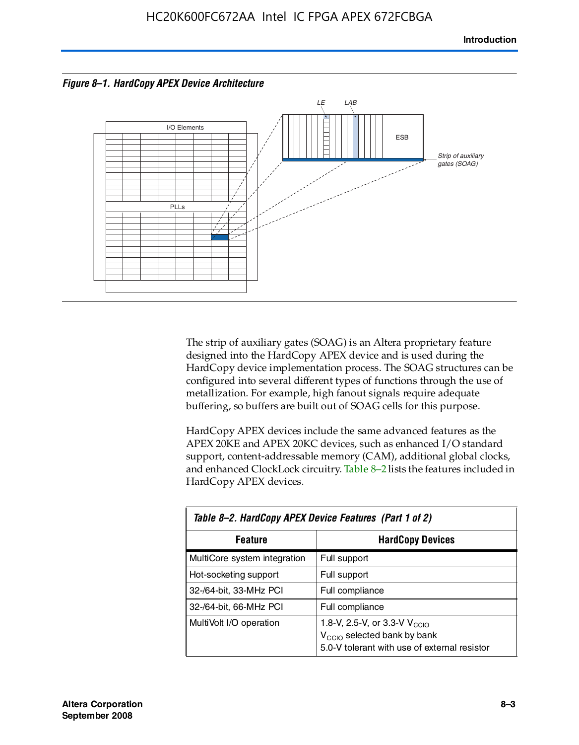*Figure 8–1. HardCopy APEX Device Architecture*

The strip of auxiliary gates (SOAG) is an Altera proprietary feature designed into the HardCopy APEX device and is used during the HardCopy device implementation process. The SOAG structures can be configured into several different types of functions through the use of metallization. For example, high fanout signals require adequate buffering, so buffers are built out of SOAG cells for this purpose.

HardCopy APEX devices include the same advanced features as the APEX 20KE and APEX 20KC devices, such as enhanced I/O standard support, content-addressable memory (CAM), additional global clocks, and enhanced ClockLock circuitry. Table 8–2 lists the features included in HardCopy APEX devices.

*Table 8–2. HardCopy APEX Device Features (Part 1 of 2)*

| Feature | HardCopy Devices |
|---|---|
| MultiCore system integration | Full support |
| Hot-socketing support | Full support |
| 32-/64-bit, 33-MHz PCI | Full compliance |
| 32-/64-bit, 66-MHz PCI | Full compliance |
| MultiVolt I/O operation | 1.8-V, 2.5-V, or 3.3-V $V_{CCIO}$<br>$V_{CCIO}$ selected bank by bank<br>5.0-V tolerant with use of external resistor |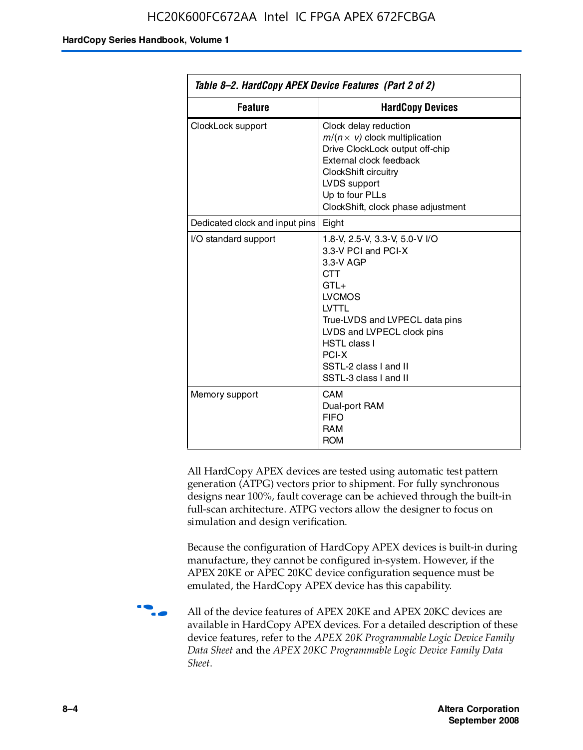**Table 8–2. HardCopy APEX Device Features (Part 2 of 2)**

| Feature | HardCopy Devices |
|---|---|
| ClockLock support | Clock delay reduction<br>$m/(n \times v)$ clock multiplication<br>Drive ClockLock output off-chip<br>External clock feedback<br>ClockShift circuitry<br>LVDS support<br>Up to four PLLs<br>ClockShift, clock phase adjustment |
| Dedicated clock and input pins | Eight |
| I/O standard support | 1.8-V, 2.5-V, 3.3-V, 5.0-V I/O<br>3.3-V PCI and PCI-X<br>3.3-V AGP<br>CTT<br>GTL+<br>LVCMOS<br>LVTTL<br>True-LVDS and LVPECL data pins<br>LVDS and LVPECL clock pins<br>HSTL class I<br>PCI-X<br>SSTL-2 class I and II<br>SSTL-3 class I and II |
| Memory support | CAM<br>Dual-port RAM<br>FIFO<br>RAM<br>ROM |

All HardCopy APEX devices are tested using automatic test pattern generation (ATPG) vectors prior to shipment. For fully synchronous designs near 100%, fault coverage can be achieved through the built-in full-scan architecture. ATPG vectors allow the designer to focus on simulation and design verification.

Because the configuration of HardCopy APEX devices is built-in during manufacture, they cannot be configured in-system. However, if the APEX 20KE or APEC 20KC device configuration sequence must be emulated, the HardCopy APEX device has this capability.

All of the device features of APEX 20KE and APEX 20KC devices are available in HardCopy APEX devices. For a detailed description of these device features, refer to the *APEX 20K Programmable Logic Device Family Data Sheet* and the *APEX 20KC Programmable Logic Device Family Data Sheet*.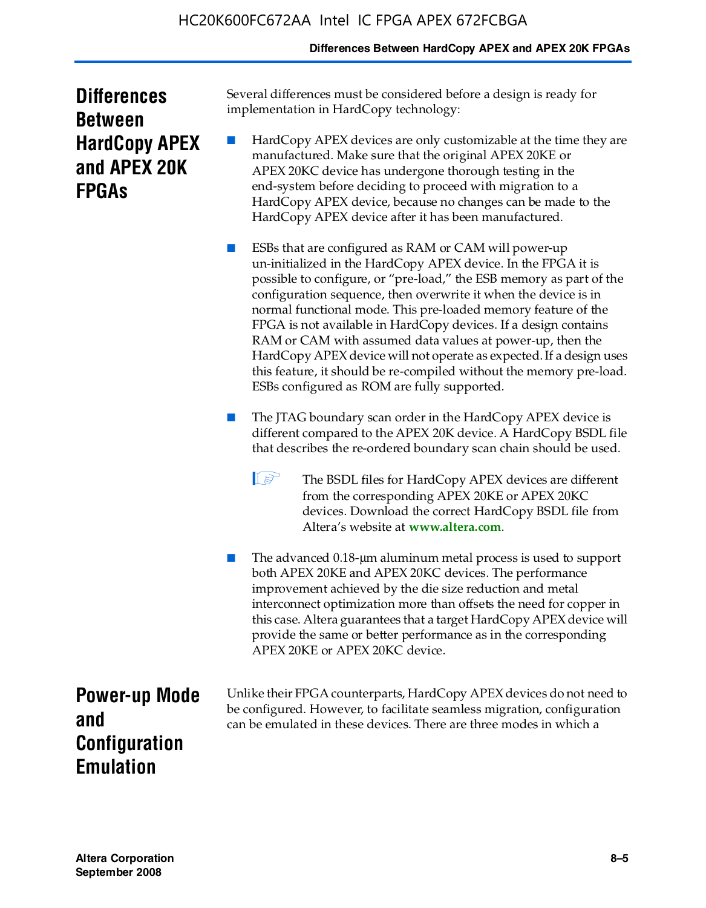## Differences Between HardCopy APEX and APEX 20K FPGAs

Several differences must be considered before a design is ready for implementation in HardCopy technology:

- HardCopy APEX devices are only customizable at the time they are manufactured. Make sure that the original APEX 20KE or APEX 20KC device has undergone thorough testing in the end-system before deciding to proceed with migration to a HardCopy APEX device, because no changes can be made to the HardCopy APEX device after it has been manufactured.

- ESBs that are configured as RAM or CAM will power-up un-initialized in the HardCopy APEX device. In the FPGA it is possible to configure, or "pre-load," the ESB memory as part of the configuration sequence, then overwrite it when the device is in normal functional mode. This pre-loaded memory feature of the FPGA is not available in HardCopy devices. If a design contains RAM or CAM with assumed data values at power-up, then the HardCopy APEX device will not operate as expected. If a design uses this feature, it should be re-compiled without the memory pre-load. ESBs configured as ROM are fully supported.

- The JTAG boundary scan order in the HardCopy APEX device is different compared to the APEX 20K device. A HardCopy BSDL file that describes the re-ordered boundary scan chain should be used.

  The BSDL files for HardCopy APEX devices are different from the corresponding APEX 20KE or APEX 20KC devices. Download the correct HardCopy BSDL file from Altera's website at **www.altera.com**.

- The advanced 0.18-μm aluminum metal process is used to support both APEX 20KE and APEX 20KC devices. The performance improvement achieved by the die size reduction and metal interconnect optimization more than offsets the need for copper in this case. Altera guarantees that a target HardCopy APEX device will provide the same or better performance as in the corresponding APEX 20KE or APEX 20KC device.

## Power-up Mode and Configuration Emulation

Unlike their FPGA counterparts, HardCopy APEX devices do not need to be configured. However, to facilitate seamless migration, configuration can be emulated in these devices. There are three modes in which a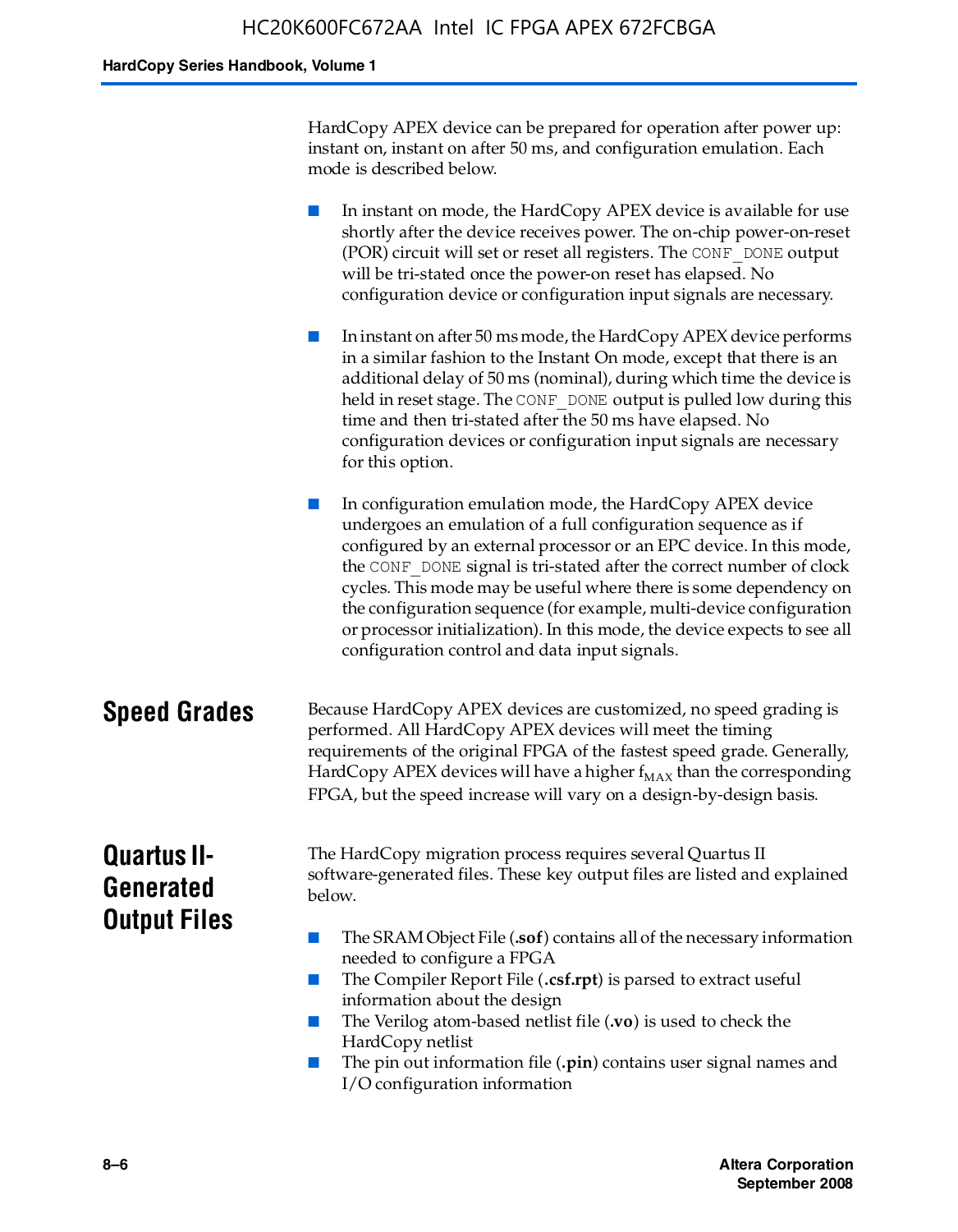HardCopy APEX device can be prepared for operation after power up: instant on, instant on after 50 ms, and configuration emulation. Each mode is described below.

- In instant on mode, the HardCopy APEX device is available for use shortly after the device receives power. The on-chip power-on-reset (POR) circuit will set or reset all registers. The `CONF_DONE` output will be tri-stated once the power-on reset has elapsed. No configuration device or configuration input signals are necessary.
- In instant on after 50 ms mode, the HardCopy APEX device performs in a similar fashion to the Instant On mode, except that there is an additional delay of 50 ms (nominal), during which time the device is held in reset stage. The `CONF_DONE` output is pulled low during this time and then tri-stated after the 50 ms have elapsed. No configuration devices or configuration input signals are necessary for this option.
- In configuration emulation mode, the HardCopy APEX device undergoes an emulation of a full configuration sequence as if configured by an external processor or an EPC device. In this mode, the `CONF_DONE` signal is tri-stated after the correct number of clock cycles. This mode may be useful where there is some dependency on the configuration sequence (for example, multi-device configuration or processor initialization). In this mode, the device expects to see all configuration control and data input signals.

## Speed Grades

Because HardCopy APEX devices are customized, no speed grading is performed. All HardCopy APEX devices will meet the timing requirements of the original FPGA of the fastest speed grade. Generally, HardCopy APEX devices will have a higher $f_{MAX}$ than the corresponding FPGA, but the speed increase will vary on a design-by-design basis.

## Quartus II-Generated Output Files

The HardCopy migration process requires several Quartus II software-generated files. These key output files are listed and explained below.

- The SRAM Object File (**.sof**) contains all of the necessary information needed to configure a FPGA
- The Compiler Report File (**.csf.rpt**) is parsed to extract useful information about the design
- The Verilog atom-based netlist file (**.vo**) is used to check the HardCopy netlist
- The pin out information file (**.pin**) contains user signal names and I/O configuration information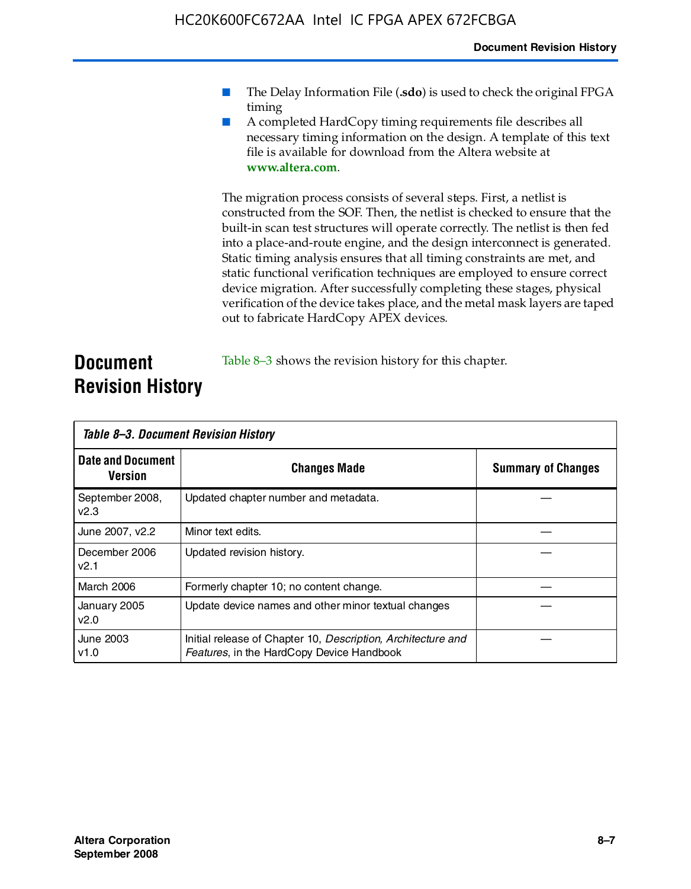- The Delay Information File (**.sdo**) is used to check the original FPGA timing
- A completed HardCopy timing requirements file describes all necessary timing information on the design. A template of this text file is available for download from the Altera website at **www.altera.com**.

The migration process consists of several steps. First, a netlist is constructed from the SOF. Then, the netlist is checked to ensure that the built-in scan test structures will operate correctly. The netlist is then fed into a place-and-route engine, and the design interconnect is generated. Static timing analysis ensures that all timing constraints are met, and static functional verification techniques are employed to ensure correct device migration. After successfully completing these stages, physical verification of the device takes place, and the metal mask layers are taped out to fabricate HardCopy APEX devices.

## Document Revision History

Table 8–3 shows the revision history for this chapter.

*Table 8–3. Document Revision History*

| Date and Document Version | Changes Made | Summary of Changes |
|---|---|---|
| September 2008, v2.3 | Updated chapter number and metadata. | — |
| June 2007, v2.2 | Minor text edits. | — |
| December 2006 v2.1 | Updated revision history. | — |
| March 2006 | Formerly chapter 10; no content change. | — |
| January 2005 v2.0 | Update device names and other minor textual changes | — |
| June 2003 v1.0 | Initial release of Chapter 10, *Description, Architecture and Features*, in the HardCopy Device Handbook | — |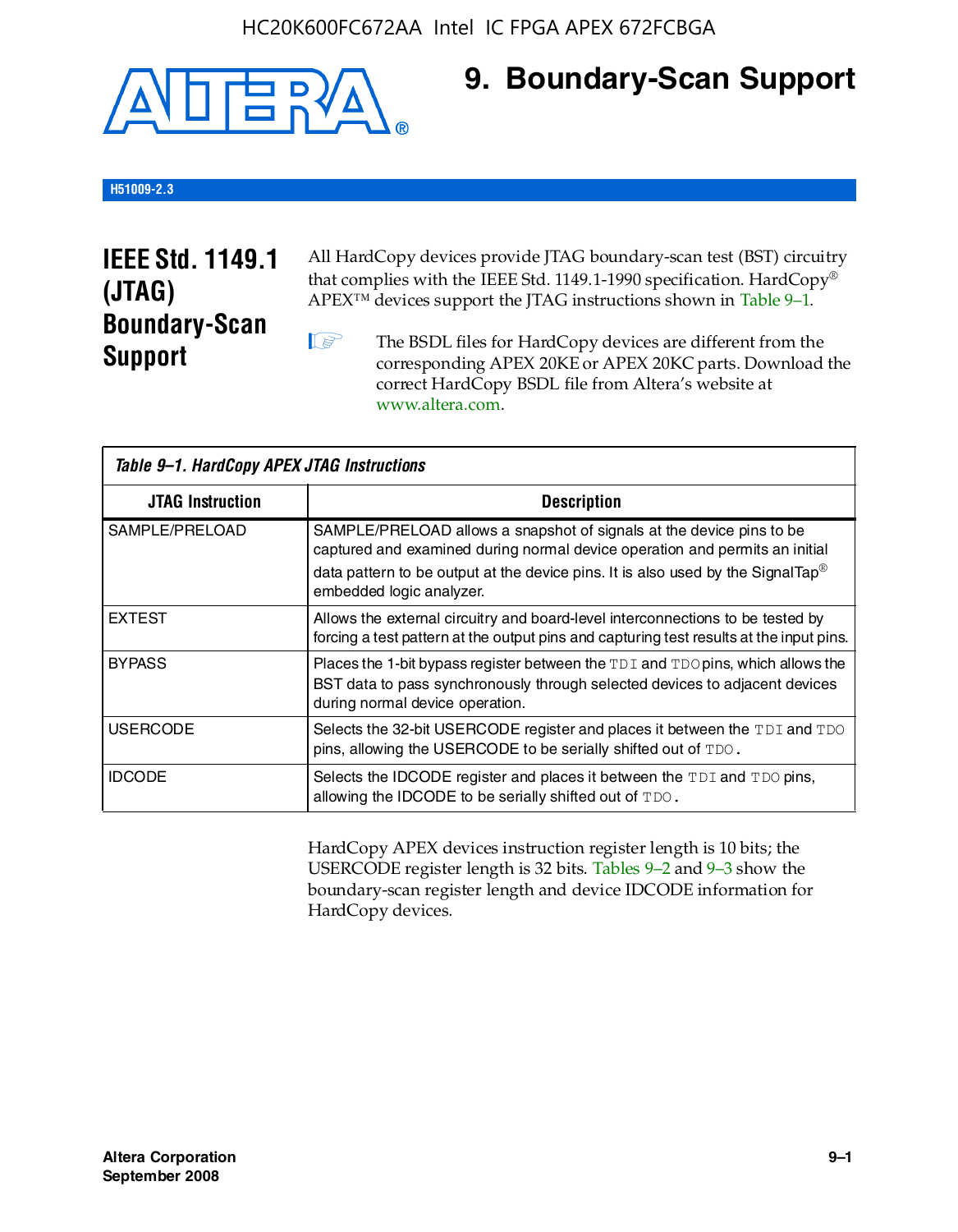# 9. Boundary-Scan Support

H51009-2.3

## IEEE Std. 1149.1 (JTAG) Boundary-Scan Support

All HardCopy devices provide JTAG boundary-scan test (BST) circuitry that complies with the IEEE Std. 1149.1-1990 specification. HardCopy® APEX™ devices support the JTAG instructions shown in Table 9–1.

The BSDL files for HardCopy devices are different from the corresponding APEX 20KE or APEX 20KC parts. Download the correct HardCopy BSDL file from Altera's website at www.altera.com.

*Table 9–1. HardCopy APEX JTAG Instructions*

| JTAG Instruction | Description |
|---|---|
| SAMPLE/PRELOAD | SAMPLE/PRELOAD allows a snapshot of signals at the device pins to be captured and examined during normal device operation and permits an initial data pattern to be output at the device pins. It is also used by the SignalTap® embedded logic analyzer. |
| EXTEST | Allows the external circuitry and board-level interconnections to be tested by forcing a test pattern at the output pins and capturing test results at the input pins. |
| BYPASS | Places the 1-bit bypass register between the `TDI` and `TDO` pins, which allows the BST data to pass synchronously through selected devices to adjacent devices during normal device operation. |
| USERCODE | Selects the 32-bit USERCODE register and places it between the `TDI` and `TDO` pins, allowing the USERCODE to be serially shifted out of `TDO`. |
| IDCODE | Selects the IDCODE register and places it between the `TDI` and `TDO` pins, allowing the IDCODE to be serially shifted out of `TDO`. |

HardCopy APEX devices instruction register length is 10 bits; the USERCODE register length is 32 bits. Tables 9–2 and 9–3 show the boundary-scan register length and device IDCODE information for HardCopy devices.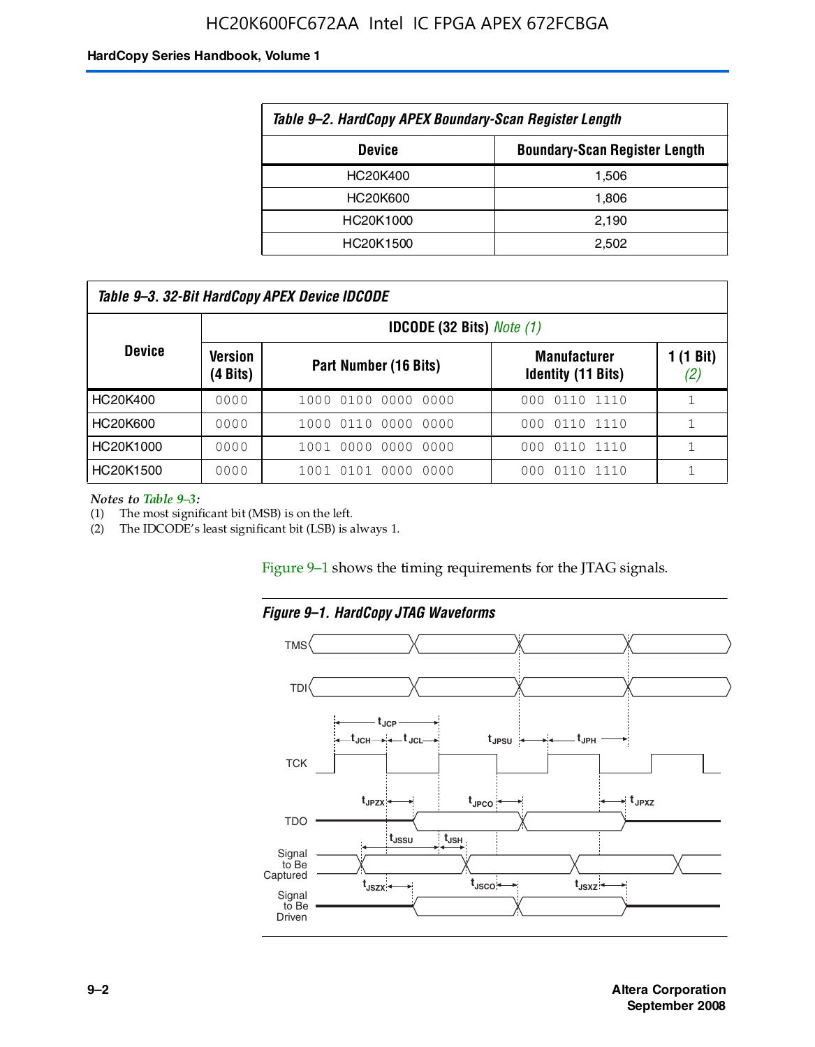*Table 9–2. HardCopy APEX Boundary-Scan Register Length*

| Device | Boundary-Scan Register Length |
|---|---|
| HC20K400 | 1,506 |
| HC20K600 | 1,806 |
| HC20K1000 | 2,190 |
| HC20K1500 | 2,502 |

*Table 9–3. 32-Bit HardCopy APEX Device IDCODE*

| Device | IDCODE (32 Bits) *Note (1)* | | | |
|---|---|---|---|---|
| | Version (4 Bits) | Part Number (16 Bits) | Manufacturer Identity (11 Bits) | 1 (1 Bit) *(2)* |
| HC20K400 | 0000 | 1000 0100 0000 0000 | 000 0110 1110 | 1 |
| HC20K600 | 0000 | 1000 0110 0000 0000 | 000 0110 1110 | 1 |
| HC20K1000 | 0000 | 1001 0000 0000 0000 | 000 0110 1110 | 1 |
| HC20K1500 | 0000 | 1001 0101 0000 0000 | 000 0110 1110 | 1 |

*Notes to Table 9–3:*
(1) The most significant bit (MSB) is on the left.
(2) The IDCODE's least significant bit (LSB) is always 1.

Figure 9–1 shows the timing requirements for the JTAG signals.

*Figure 9–1. HardCopy JTAG Waveforms*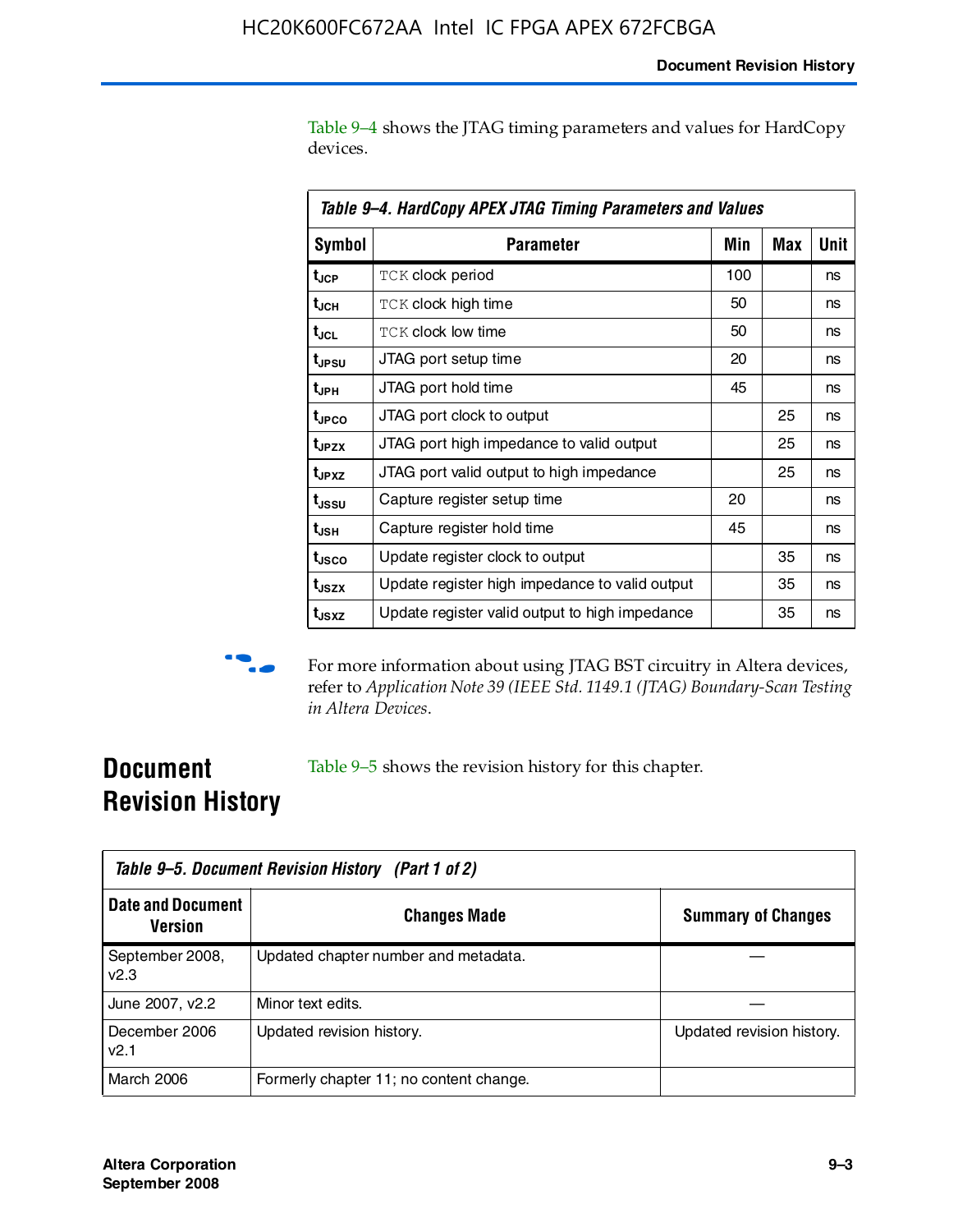Table 9–4 shows the JTAG timing parameters and values for HardCopy devices.

**Table 9–4. HardCopy APEX JTAG Timing Parameters and Values**

| Symbol | Parameter | Min | Max | Unit |
|---|---|---|---|---|
| $t_{JCP}$ | TCK clock period | 100 | | ns |
| $t_{JCH}$ | TCK clock high time | 50 | | ns |
| $t_{JCL}$ | TCK clock low time | 50 | | ns |
| $t_{JPSU}$ | JTAG port setup time | 20 | | ns |
| $t_{JPH}$ | JTAG port hold time | 45 | | ns |
| $t_{JPCO}$ | JTAG port clock to output | | 25 | ns |
| $t_{JPZX}$ | JTAG port high impedance to valid output | | 25 | ns |
| $t_{JPXZ}$ | JTAG port valid output to high impedance | | 25 | ns |
| $t_{JSSU}$ | Capture register setup time | 20 | | ns |
| $t_{JSH}$ | Capture register hold time | 45 | | ns |
| $t_{JSCO}$ | Update register clock to output | | 35 | ns |
| $t_{JSZX}$ | Update register high impedance to valid output | | 35 | ns |
| $t_{JSXZ}$ | Update register valid output to high impedance | | 35 | ns |

For more information about using JTAG BST circuitry in Altera devices, refer to *Application Note 39 (IEEE Std. 1149.1 (JTAG) Boundary-Scan Testing in Altera Devices*.

## Document Revision History

Table 9–5 shows the revision history for this chapter.

**Table 9–5. Document Revision History (Part 1 of 2)**

| Date and Document Version | Changes Made | Summary of Changes |
|---|---|---|
| September 2008, v2.3 | Updated chapter number and metadata. | — |
| June 2007, v2.2 | Minor text edits. | — |
| December 2006 v2.1 | Updated revision history. | Updated revision history. |
| March 2006 | Formerly chapter 11; no content change. | |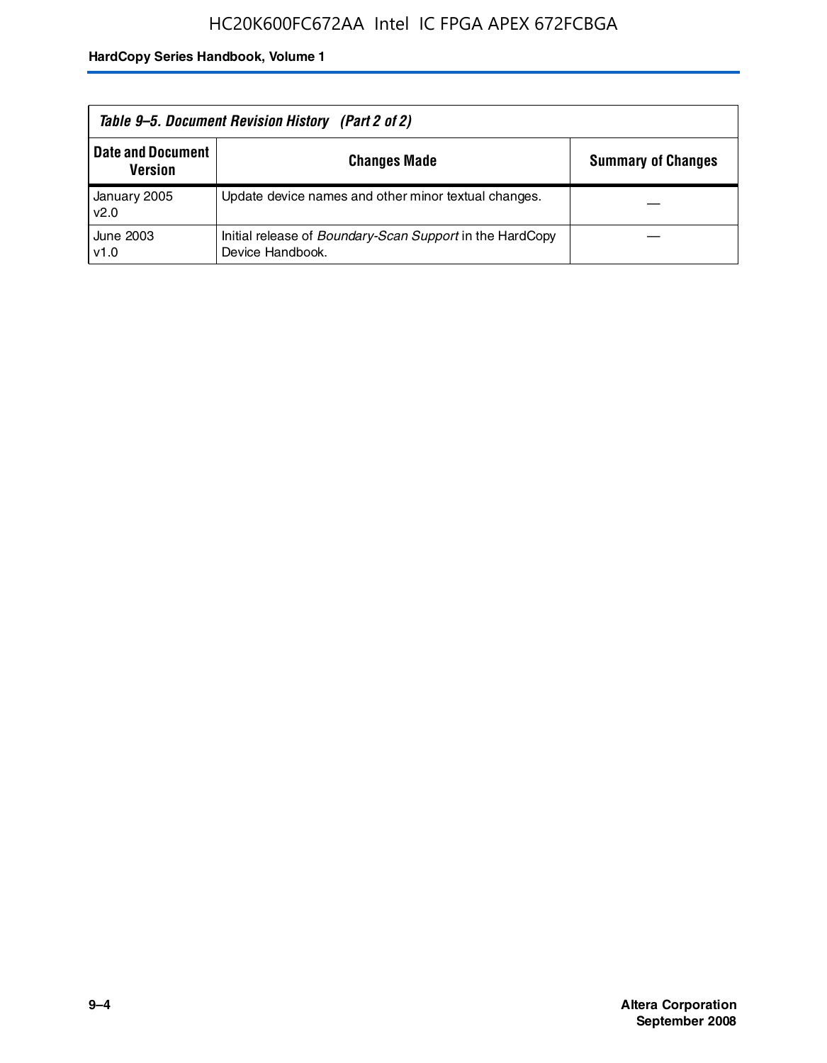**Table 9–5. Document Revision History (Part 2 of 2)**

| Date and Document Version | Changes Made | Summary of Changes |
| --- | --- | --- |
| January 2005 v2.0 | Update device names and other minor textual changes. | — |
| June 2003 v1.0 | Initial release of *Boundary-Scan Support* in the HardCopy Device Handbook. | — |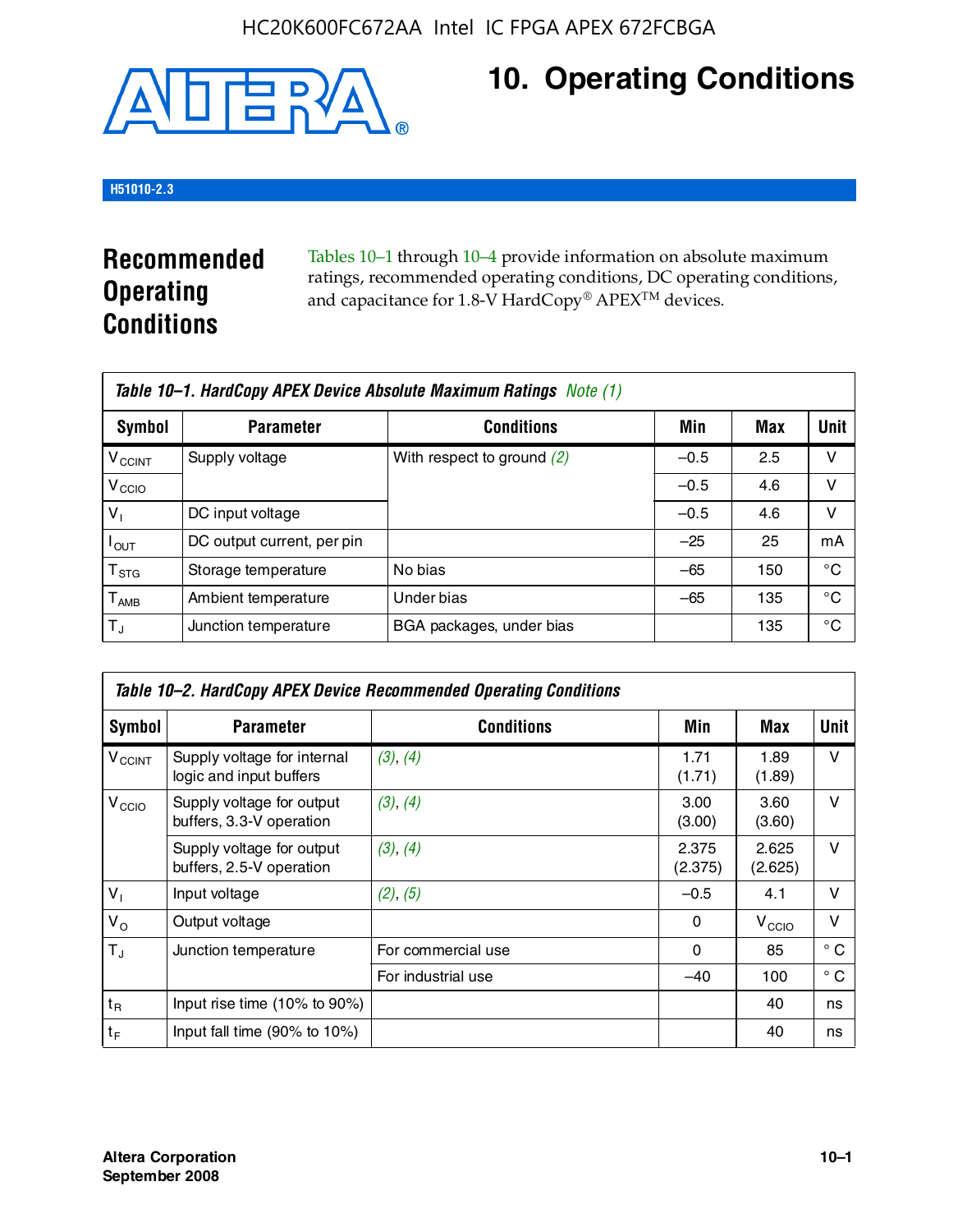# 10. Operating Conditions

H51010-2.3

## Recommended Operating Conditions

Tables 10–1 through 10–4 provide information on absolute maximum ratings, recommended operating conditions, DC operating conditions, and capacitance for 1.8-V HardCopy® APEX™ devices.

**Table 10–1. HardCopy APEX Device Absolute Maximum Ratings** *Note (1)*

| Symbol | Parameter | Conditions | Min | Max | Unit |
|---|---|---|---|---|---|
| $V_{CCINT}$ | Supply voltage | With respect to ground *(2)* | –0.5 | 2.5 | V |
| $V_{CCIO}$ | | | –0.5 | 4.6 | V |
| $V_I$ | DC input voltage | | –0.5 | 4.6 | V |
| $I_{OUT}$ | DC output current, per pin | | –25 | 25 | mA |
| $T_{STG}$ | Storage temperature | No bias | –65 | 150 | °C |
| $T_{AMB}$ | Ambient temperature | Under bias | –65 | 135 | °C |
| $T_J$ | Junction temperature | BGA packages, under bias | | 135 | °C |

**Table 10–2. HardCopy APEX Device Recommended Operating Conditions**

| Symbol | Parameter | Conditions | Min | Max | Unit |
|---|---|---|---|---|---|
| $V_{CCINT}$ | Supply voltage for internal logic and input buffers | *(3)*, *(4)* | 1.71 (1.71) | 1.89 (1.89) | V |
| $V_{CCIO}$ | Supply voltage for output buffers, 3.3-V operation | *(3)*, *(4)* | 3.00 (3.00) | 3.60 (3.60) | V |
| | Supply voltage for output buffers, 2.5-V operation | *(3)*, *(4)* | 2.375 (2.375) | 2.625 (2.625) | V |
| $V_I$ | Input voltage | *(2)*, *(5)* | –0.5 | 4.1 | V |
| $V_O$ | Output voltage | | 0 | $V_{CCIO}$ | V |
| $T_J$ | Junction temperature | For commercial use | 0 | 85 | ° C |
| | | For industrial use | –40 | 100 | ° C |
| $t_R$ | Input rise time (10% to 90%) | | | 40 | ns |
| $t_F$ | Input fall time (90% to 10%) | | | 40 | ns |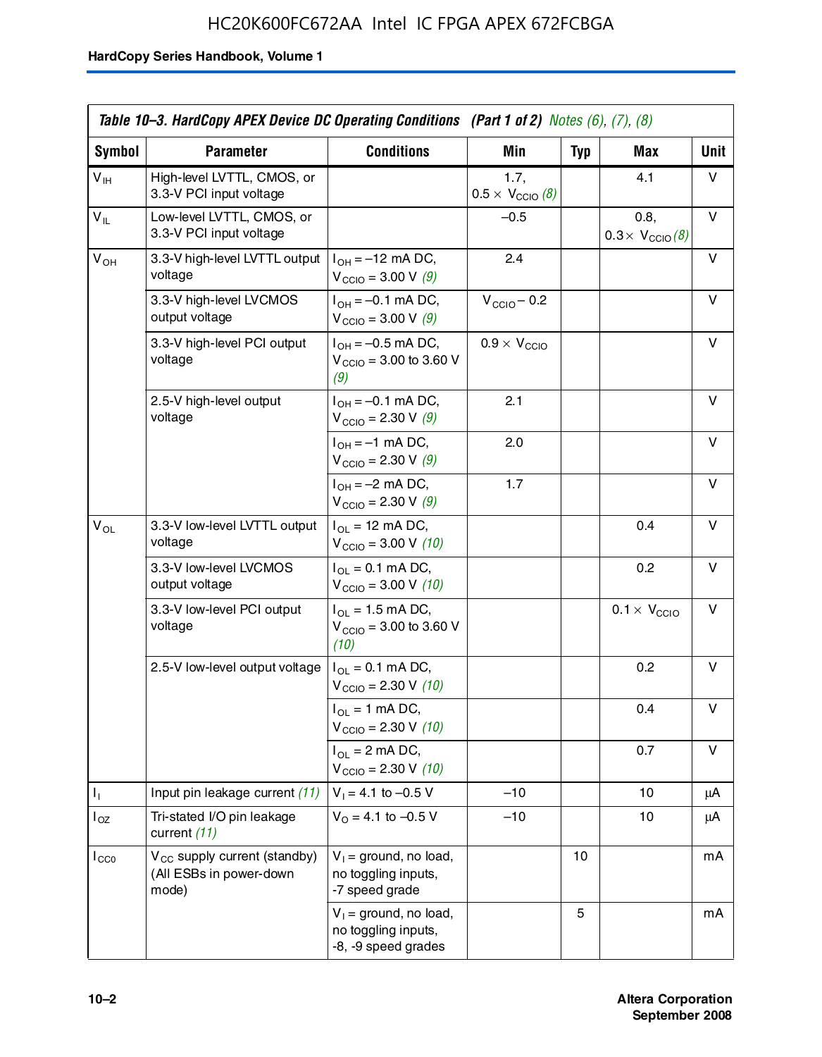**Table 10–3. HardCopy APEX Device DC Operating Conditions (Part 1 of 2)** *Notes (6), (7), (8)*

| Symbol | Parameter | Conditions | Min | Typ | Max | Unit |
|---|---|---|---|---|---|---|
| $V_{IH}$ | High-level LVTTL, CMOS, or 3.3-V PCI input voltage | | 1.7, $0.5 \times V_{CCIO}$ *(8)* | | 4.1 | V |
| $V_{IL}$ | Low-level LVTTL, CMOS, or 3.3-V PCI input voltage | | –0.5 | | 0.8, $0.3 \times V_{CCIO}$ *(8)* | V |
| $V_{OH}$ | 3.3-V high-level LVTTL output voltage | $I_{OH}$ = –12 mA DC, $V_{CCIO}$ = 3.00 V *(9)* | 2.4 | | | V |
| | 3.3-V high-level LVCMOS output voltage | $I_{OH}$ = –0.1 mA DC, $V_{CCIO}$ = 3.00 V *(9)* | $V_{CCIO}$ – 0.2 | | | V |
| | 3.3-V high-level PCI output voltage | $I_{OH}$ = –0.5 mA DC, $V_{CCIO}$ = 3.00 to 3.60 V *(9)* | $0.9 \times V_{CCIO}$ | | | V |
| | 2.5-V high-level output voltage | $I_{OH}$ = –0.1 mA DC, $V_{CCIO}$ = 2.30 V *(9)* | 2.1 | | | V |
| | | $I_{OH}$ = –1 mA DC, $V_{CCIO}$ = 2.30 V *(9)* | 2.0 | | | V |
| | | $I_{OH}$ = –2 mA DC, $V_{CCIO}$ = 2.30 V *(9)* | 1.7 | | | V |
| $V_{OL}$ | 3.3-V low-level LVTTL output voltage | $I_{OL}$ = 12 mA DC, $V_{CCIO}$ = 3.00 V *(10)* | | | 0.4 | V |
| | 3.3-V low-level LVCMOS output voltage | $I_{OL}$ = 0.1 mA DC, $V_{CCIO}$ = 3.00 V *(10)* | | | 0.2 | V |
| | 3.3-V low-level PCI output voltage | $I_{OL}$ = 1.5 mA DC, $V_{CCIO}$ = 3.00 to 3.60 V *(10)* | | | $0.1 \times V_{CCIO}$ | V |
| | 2.5-V low-level output voltage | $I_{OL}$ = 0.1 mA DC, $V_{CCIO}$ = 2.30 V *(10)* | | | 0.2 | V |
| | | $I_{OL}$ = 1 mA DC, $V_{CCIO}$ = 2.30 V *(10)* | | | 0.4 | V |
| | | $I_{OL}$ = 2 mA DC, $V_{CCIO}$ = 2.30 V *(10)* | | | 0.7 | V |
| $I_I$ | Input pin leakage current *(11)* | $V_I$ = 4.1 to –0.5 V | –10 | | 10 | μA |
| $I_{OZ}$ | Tri-stated I/O pin leakage current *(11)* | $V_O$ = 4.1 to –0.5 V | –10 | | 10 | μA |
| $I_{CC0}$ | $V_{CC}$ supply current (standby) (All ESBs in power-down mode) | $V_I$ = ground, no load, no toggling inputs, -7 speed grade | | 10 | | mA |
| | | $V_I$ = ground, no load, no toggling inputs, -8, -9 speed grades | | 5 | | mA |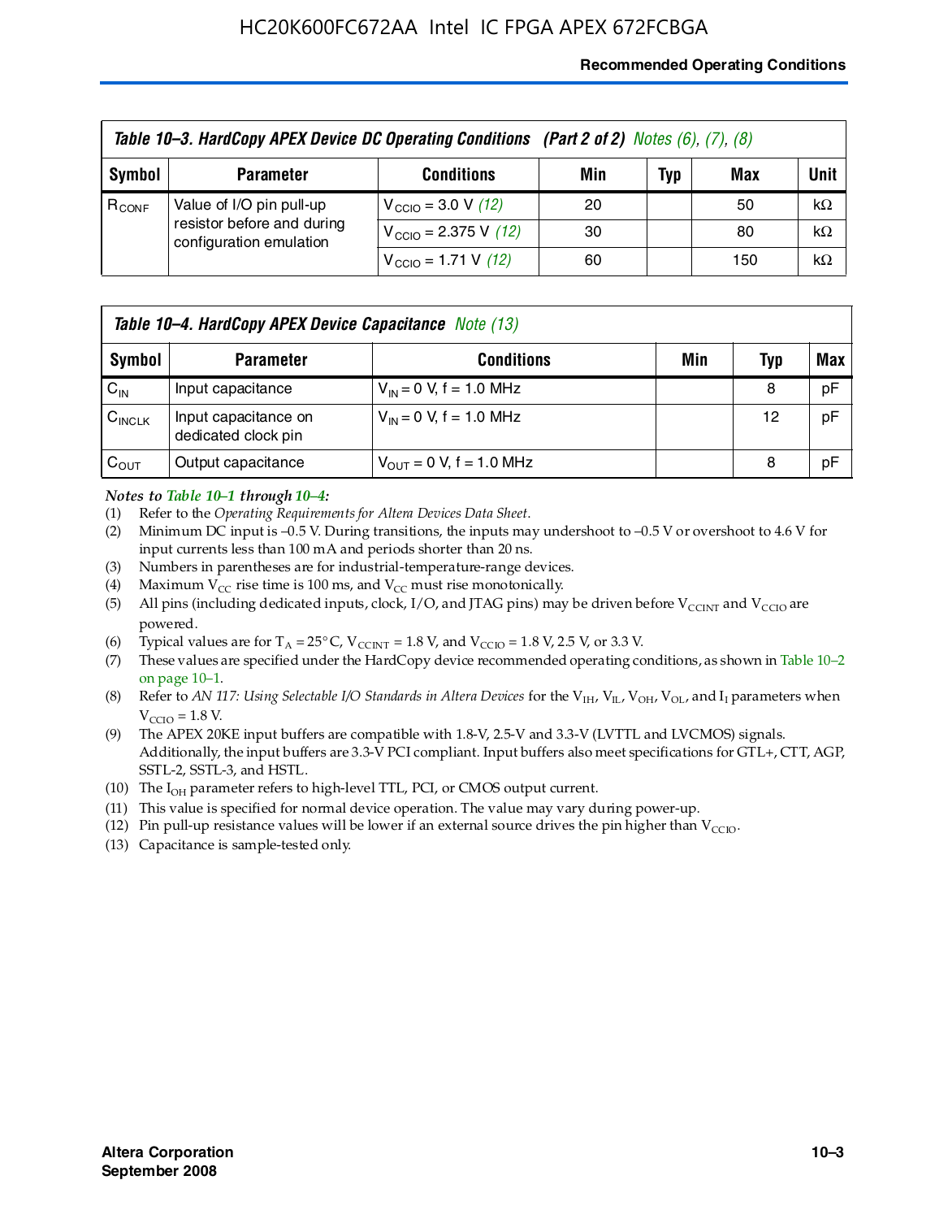| Table 10–3. HardCopy APEX Device DC Operating Conditions (Part 2 of 2) Notes (6), (7), (8) | | | | | | |
|---|---|---|---|---|---|---|
| Symbol | Parameter | Conditions | Min | Typ | Max | Unit |
| $R_{CONF}$ | Value of I/O pin pull-up resistor before and during configuration emulation | $V_{CCIO}$ = 3.0 V (12) | 20 | | 50 | kΩ |
| | | $V_{CCIO}$ = 2.375 V (12) | 30 | | 80 | kΩ |
| | | $V_{CCIO}$ = 1.71 V (12) | 60 | | 150 | kΩ |

| Table 10–4. HardCopy APEX Device Capacitance Note (13) | | | | | |
|---|---|---|---|---|---|
| Symbol | Parameter | Conditions | Min | Typ | Max |
| $C_{IN}$ | Input capacitance | $V_{IN}$ = 0 V, f = 1.0 MHz | | 8 | pF |
| $C_{INCLK}$ | Input capacitance on dedicated clock pin | $V_{IN}$ = 0 V, f = 1.0 MHz | | 12 | pF |
| $C_{OUT}$ | Output capacitance | $V_{OUT}$ = 0 V, f = 1.0 MHz | | 8 | pF |

***Notes to Table 10–1 through 10–4:***

(1) Refer to the *Operating Requirements for Altera Devices Data Sheet*.
(2) Minimum DC input is –0.5 V. During transitions, the inputs may undershoot to –0.5 V or overshoot to 4.6 V for input currents less than 100 mA and periods shorter than 20 ns.
(3) Numbers in parentheses are for industrial-temperature-range devices.
(4) Maximum $V_{CC}$ rise time is 100 ms, and $V_{CC}$ must rise monotonically.
(5) All pins (including dedicated inputs, clock, I/O, and JTAG pins) may be driven before $V_{CCINT}$ and $V_{CCIO}$ are powered.
(6) Typical values are for $T_A$ = 25° C, $V_{CCINT}$ = 1.8 V, and $V_{CCIO}$ = 1.8 V, 2.5 V, or 3.3 V.
(7) These values are specified under the HardCopy device recommended operating conditions, as shown in Table 10–2 on page 10–1.
(8) Refer to *AN 117: Using Selectable I/O Standards in Altera Devices* for the $V_{IH}$, $V_{IL}$, $V_{OH}$, $V_{OL}$, and $I_I$ parameters when $V_{CCIO}$ = 1.8 V.
(9) The APEX 20KE input buffers are compatible with 1.8-V, 2.5-V and 3.3-V (LVTTL and LVCMOS) signals. Additionally, the input buffers are 3.3-V PCI compliant. Input buffers also meet specifications for GTL+, CTT, AGP, SSTL-2, SSTL-3, and HSTL.
(10) The $I_{OH}$ parameter refers to high-level TTL, PCI, or CMOS output current.
(11) This value is specified for normal device operation. The value may vary during power-up.
(12) Pin pull-up resistance values will be lower if an external source drives the pin higher than $V_{CCIO}$.
(13) Capacitance is sample-tested only.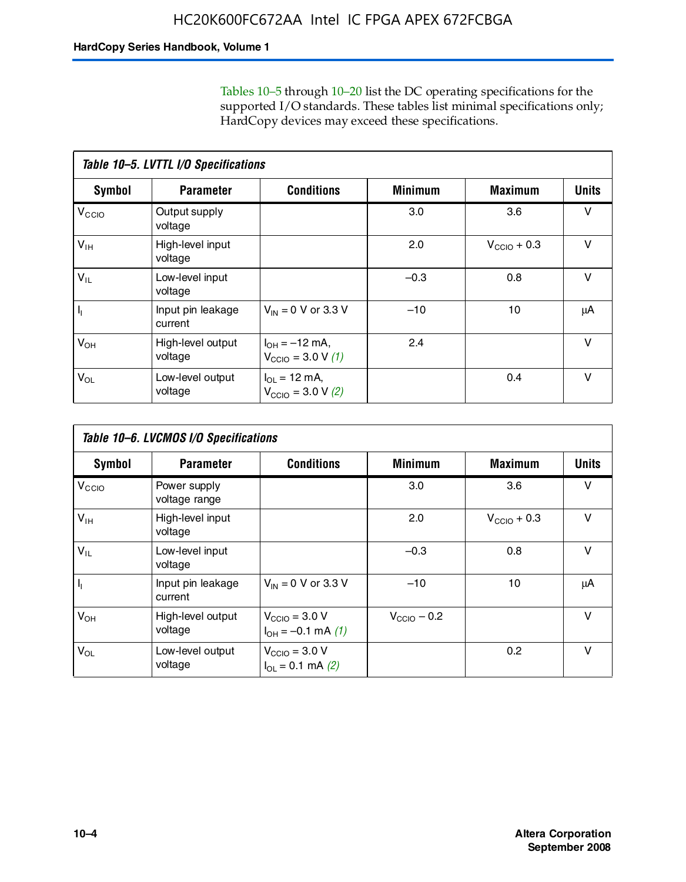Tables 10–5 through 10–20 list the DC operating specifications for the supported I/O standards. These tables list minimal specifications only; HardCopy devices may exceed these specifications.

**Table 10–5. LVTTL I/O Specifications**

| Symbol | Parameter | Conditions | Minimum | Maximum | Units |
|---|---|---|---|---|---|
| $V_{CCIO}$ | Output supply voltage | | 3.0 | 3.6 | V |
| $V_{IH}$ | High-level input voltage | | 2.0 | $V_{CCIO}$ + 0.3 | V |
| $V_{IL}$ | Low-level input voltage | | –0.3 | 0.8 | V |
| $I_I$ | Input pin leakage current | $V_{IN}$ = 0 V or 3.3 V | –10 | 10 | μA |
| $V_{OH}$ | High-level output voltage | $I_{OH}$ = –12 mA, $V_{CCIO}$ = 3.0 V *(1)* | 2.4 | | V |
| $V_{OL}$ | Low-level output voltage | $I_{OL}$ = 12 mA, $V_{CCIO}$ = 3.0 V *(2)* | | 0.4 | V |

**Table 10–6. LVCMOS I/O Specifications**

| Symbol | Parameter | Conditions | Minimum | Maximum | Units |
|---|---|---|---|---|---|
| $V_{CCIO}$ | Power supply voltage range | | 3.0 | 3.6 | V |
| $V_{IH}$ | High-level input voltage | | 2.0 | $V_{CCIO}$ + 0.3 | V |
| $V_{IL}$ | Low-level input voltage | | –0.3 | 0.8 | V |
| $I_I$ | Input pin leakage current | $V_{IN}$ = 0 V or 3.3 V | –10 | 10 | μA |
| $V_{OH}$ | High-level output voltage | $V_{CCIO}$ = 3.0 V $I_{OH}$ = –0.1 mA *(1)* | $V_{CCIO}$ – 0.2 | | V |
| $V_{OL}$ | Low-level output voltage | $V_{CCIO}$ = 3.0 V $I_{OL}$ = 0.1 mA *(2)* | | 0.2 | V |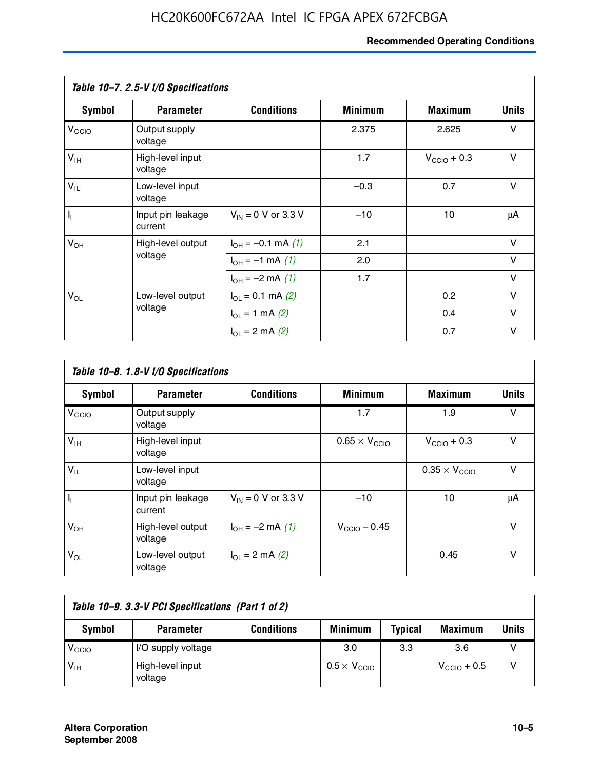| Table 10–7. 2.5-V I/O Specifications | | | | | |
|---|---|---|---|---|---|
| **Symbol** | **Parameter** | **Conditions** | **Minimum** | **Maximum** | **Units** |
| $V_{CCIO}$ | Output supply voltage | | 2.375 | 2.625 | V |
| $V_{IH}$ | High-level input voltage | | 1.7 | $V_{CCIO}$ + 0.3 | V |
| $V_{IL}$ | Low-level input voltage | | –0.3 | 0.7 | V |
| $I_I$ | Input pin leakage current | $V_{IN}$ = 0 V or 3.3 V | –10 | 10 | μA |
| $V_{OH}$ | High-level output voltage | $I_{OH}$ = –0.1 mA *(1)* | 2.1 | | V |
| | | $I_{OH}$ = –1 mA *(1)* | 2.0 | | V |
| | | $I_{OH}$ = –2 mA *(1)* | 1.7 | | V |
| $V_{OL}$ | Low-level output voltage | $I_{OL}$ = 0.1 mA *(2)* | | 0.2 | V |
| | | $I_{OL}$ = 1 mA *(2)* | | 0.4 | V |
| | | $I_{OL}$ = 2 mA *(2)* | | 0.7 | V |

| Table 10–8. 1.8-V I/O Specifications | | | | | |
|---|---|---|---|---|---|
| **Symbol** | **Parameter** | **Conditions** | **Minimum** | **Maximum** | **Units** |
| $V_{CCIO}$ | Output supply voltage | | 1.7 | 1.9 | V |
| $V_{IH}$ | High-level input voltage | | 0.65 × $V_{CCIO}$ | $V_{CCIO}$ + 0.3 | V |
| $V_{IL}$ | Low-level input voltage | | | 0.35 × $V_{CCIO}$ | V |
| $I_I$ | Input pin leakage current | $V_{IN}$ = 0 V or 3.3 V | –10 | 10 | μA |
| $V_{OH}$ | High-level output voltage | $I_{OH}$ = –2 mA *(1)* | $V_{CCIO}$ – 0.45 | | V |
| $V_{OL}$ | Low-level output voltage | $I_{OL}$ = 2 mA *(2)* | | 0.45 | V |

| Table 10–9. 3.3-V PCI Specifications (Part 1 of 2) | | | | | | |
|---|---|---|---|---|---|---|
| **Symbol** | **Parameter** | **Conditions** | **Minimum** | **Typical** | **Maximum** | **Units** |
| $V_{CCIO}$ | I/O supply voltage | | 3.0 | 3.3 | 3.6 | V |
| $V_{IH}$ | High-level input voltage | | 0.5 × $V_{CCIO}$ | | $V_{CCIO}$ + 0.5 | V |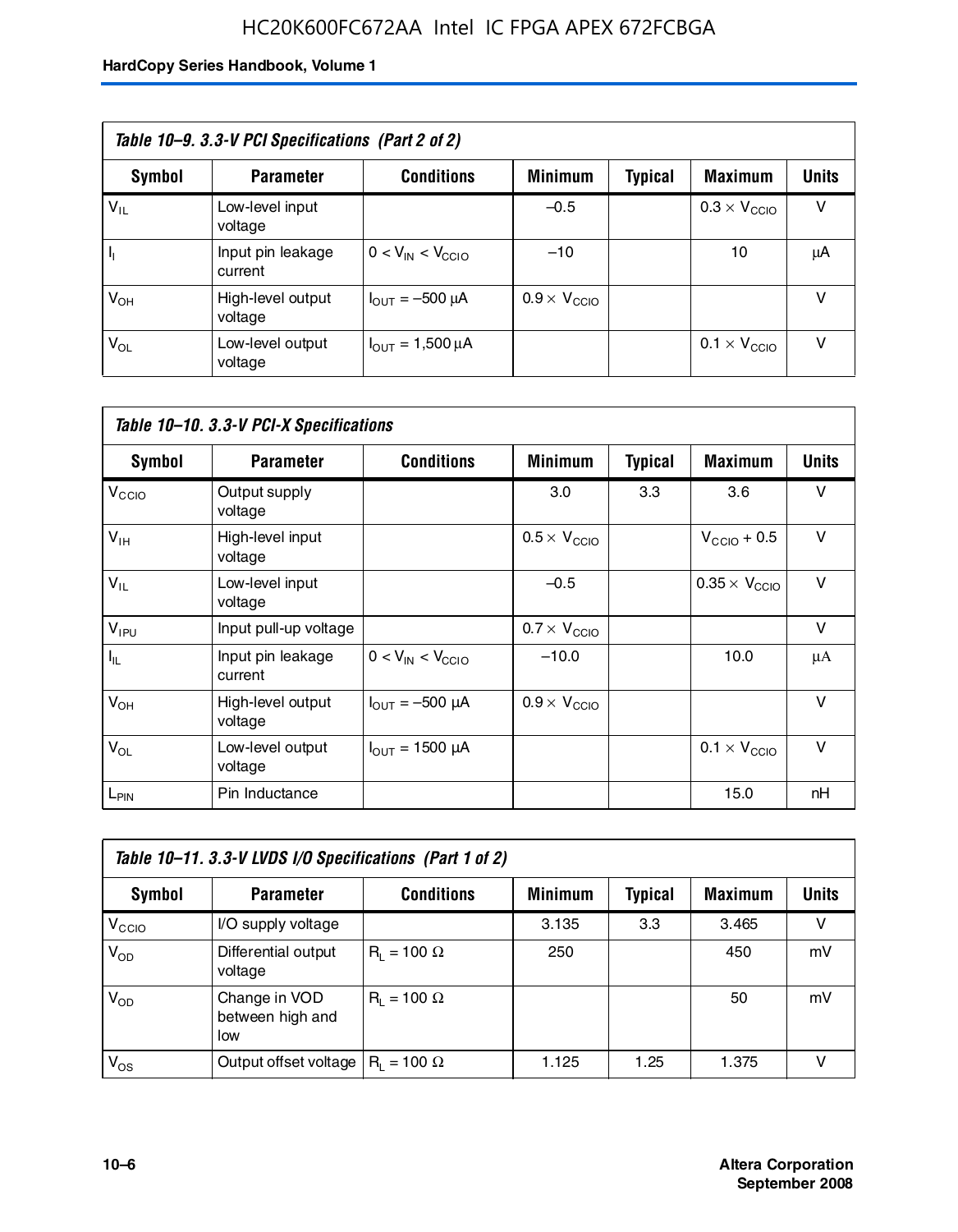**Table 10–9. 3.3-V PCI Specifications (Part 2 of 2)**

| Symbol | Parameter | Conditions | Minimum | Typical | Maximum | Units |
|---|---|---|---|---|---|---|
| $V_{IL}$ | Low-level input voltage | | –0.5 | | $0.3 \times V_{CCIO}$ | V |
| $I_I$ | Input pin leakage current | $0 < V_{IN} < V_{CCIO}$ | –10 | | 10 | μA |
| $V_{OH}$ | High-level output voltage | $I_{OUT}$ = –500 μA | $0.9 \times V_{CCIO}$ | | | V |
| $V_{OL}$ | Low-level output voltage | $I_{OUT}$ = 1,500 μA | | | $0.1 \times V_{CCIO}$ | V |

**Table 10–10. 3.3-V PCI-X Specifications**

| Symbol | Parameter | Conditions | Minimum | Typical | Maximum | Units |
|---|---|---|---|---|---|---|
| $V_{CCIO}$ | Output supply voltage | | 3.0 | 3.3 | 3.6 | V |
| $V_{IH}$ | High-level input voltage | | $0.5 \times V_{CCIO}$ | | $V_{CCIO} + 0.5$ | V |
| $V_{IL}$ | Low-level input voltage | | –0.5 | | $0.35 \times V_{CCIO}$ | V |
| $V_{IPU}$ | Input pull-up voltage | | $0.7 \times V_{CCIO}$ | | | V |
| $I_{IL}$ | Input pin leakage current | $0 < V_{IN} < V_{CCIO}$ | –10.0 | | 10.0 | μA |
| $V_{OH}$ | High-level output voltage | $I_{OUT}$ = –500 μA | $0.9 \times V_{CCIO}$ | | | V |
| $V_{OL}$ | Low-level output voltage | $I_{OUT}$ = 1500 μA | | | $0.1 \times V_{CCIO}$ | V |
| $L_{PIN}$ | Pin Inductance | | | | 15.0 | nH |

**Table 10–11. 3.3-V LVDS I/O Specifications (Part 1 of 2)**

| Symbol | Parameter | Conditions | Minimum | Typical | Maximum | Units |
|---|---|---|---|---|---|---|
| $V_{CCIO}$ | I/O supply voltage | | 3.135 | 3.3 | 3.465 | V |
| $V_{OD}$ | Differential output voltage | $R_L$ = 100 Ω | 250 | | 450 | mV |
| $V_{OD}$ | Change in VOD between high and low | $R_L$ = 100 Ω | | | 50 | mV |
| $V_{OS}$ | Output offset voltage | $R_L$ = 100 Ω | 1.125 | 1.25 | 1.375 | V |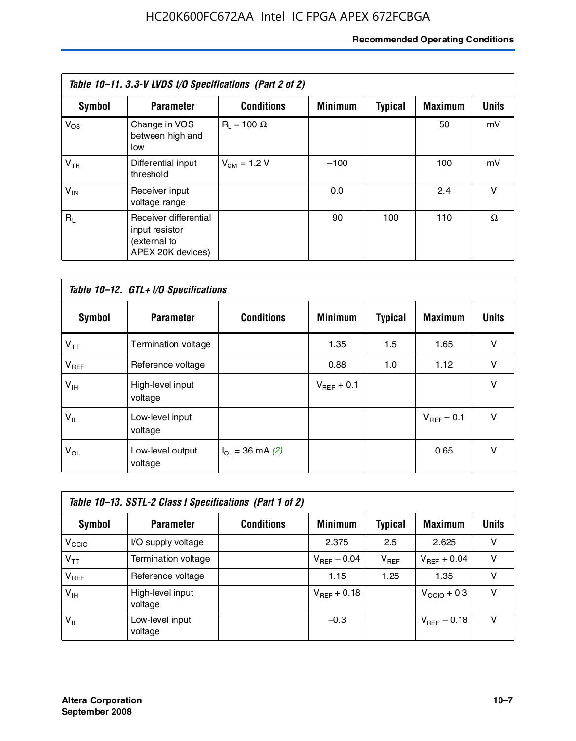| Table 10–11. 3.3-V LVDS I/O Specifications (Part 2 of 2) | | | | | | |
|---|---|---|---|---|---|---|
| **Symbol** | **Parameter** | **Conditions** | **Minimum** | **Typical** | **Maximum** | **Units** |
| $V_{OS}$ | Change in VOS between high and low | $R_L$ = 100 Ω | | | 50 | mV |
| $V_{TH}$ | Differential input threshold | $V_{CM}$ = 1.2 V | –100 | | 100 | mV |
| $V_{IN}$ | Receiver input voltage range | | 0.0 | | 2.4 | V |
| $R_L$ | Receiver differential input resistor (external to APEX 20K devices) | | 90 | 100 | 110 | Ω |

| Table 10–12. GTL+ I/O Specifications | | | | | | |
|---|---|---|---|---|---|---|
| **Symbol** | **Parameter** | **Conditions** | **Minimum** | **Typical** | **Maximum** | **Units** |
| $V_{TT}$ | Termination voltage | | 1.35 | 1.5 | 1.65 | V |
| $V_{REF}$ | Reference voltage | | 0.88 | 1.0 | 1.12 | V |
| $V_{IH}$ | High-level input voltage | | $V_{REF}$ + 0.1 | | | V |
| $V_{IL}$ | Low-level input voltage | | | | $V_{REF}$ – 0.1 | V |
| $V_{OL}$ | Low-level output voltage | $I_{OL}$ = 36 mA *(2)* | | | 0.65 | V |

| Table 10–13. SSTL-2 Class I Specifications (Part 1 of 2) | | | | | | |
|---|---|---|---|---|---|---|
| **Symbol** | **Parameter** | **Conditions** | **Minimum** | **Typical** | **Maximum** | **Units** |
| $V_{CCIO}$ | I/O supply voltage | | 2.375 | 2.5 | 2.625 | V |
| $V_{TT}$ | Termination voltage | | $V_{REF}$ – 0.04 | $V_{REF}$ | $V_{REF}$ + 0.04 | V |
| $V_{REF}$ | Reference voltage | | 1.15 | 1.25 | 1.35 | V |
| $V_{IH}$ | High-level input voltage | | $V_{REF}$ + 0.18 | | $V_{CCIO}$ + 0.3 | V |
| $V_{IL}$ | Low-level input voltage | | –0.3 | | $V_{REF}$ – 0.18 | V |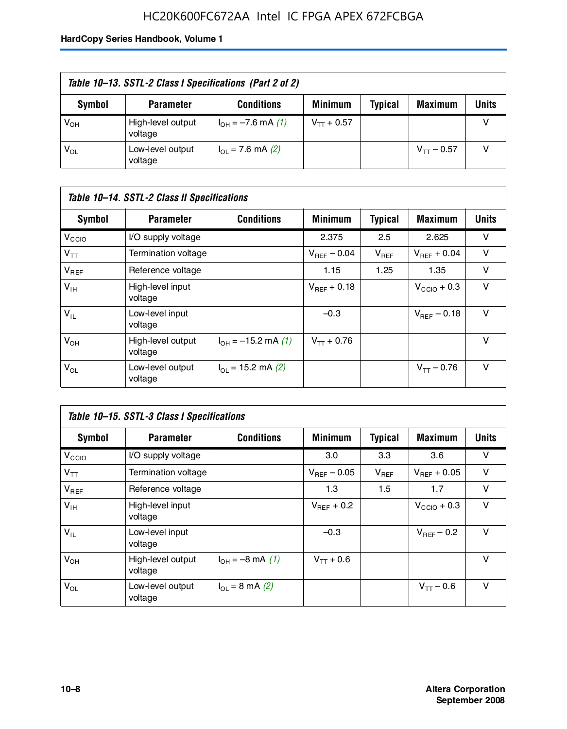*Table 10–13. SSTL-2 Class I Specifications (Part 2 of 2)*

| Symbol | Parameter | Conditions | Minimum | Typical | Maximum | Units |
|---|---|---|---|---|---|---|
| $V_{OH}$ | High-level output voltage | $I_{OH}$ = –7.6 mA *(1)* | $V_{TT}$ + 0.57 | | | V |
| $V_{OL}$ | Low-level output voltage | $I_{OL}$ = 7.6 mA *(2)* | | | $V_{TT}$ – 0.57 | V |

*Table 10–14. SSTL-2 Class II Specifications*

| Symbol | Parameter | Conditions | Minimum | Typical | Maximum | Units |
|---|---|---|---|---|---|---|
| $V_{CCIO}$ | I/O supply voltage | | 2.375 | 2.5 | 2.625 | V |
| $V_{TT}$ | Termination voltage | | $V_{REF}$ – 0.04 | $V_{REF}$ | $V_{REF}$ + 0.04 | V |
| $V_{REF}$ | Reference voltage | | 1.15 | 1.25 | 1.35 | V |
| $V_{IH}$ | High-level input voltage | | $V_{REF}$ + 0.18 | | $V_{CCIO}$ + 0.3 | V |
| $V_{IL}$ | Low-level input voltage | | –0.3 | | $V_{REF}$ – 0.18 | V |
| $V_{OH}$ | High-level output voltage | $I_{OH}$ = –15.2 mA *(1)* | $V_{TT}$ + 0.76 | | | V |
| $V_{OL}$ | Low-level output voltage | $I_{OL}$ = 15.2 mA *(2)* | | | $V_{TT}$ – 0.76 | V |

*Table 10–15. SSTL-3 Class I Specifications*

| Symbol | Parameter | Conditions | Minimum | Typical | Maximum | Units |
|---|---|---|---|---|---|---|
| $V_{CCIO}$ | I/O supply voltage | | 3.0 | 3.3 | 3.6 | V |
| $V_{TT}$ | Termination voltage | | $V_{REF}$ – 0.05 | $V_{REF}$ | $V_{REF}$ + 0.05 | V |
| $V_{REF}$ | Reference voltage | | 1.3 | 1.5 | 1.7 | V |
| $V_{IH}$ | High-level input voltage | | $V_{REF}$ + 0.2 | | $V_{CCIO}$ + 0.3 | V |
| $V_{IL}$ | Low-level input voltage | | –0.3 | | $V_{REF}$ – 0.2 | V |
| $V_{OH}$ | High-level output voltage | $I_{OH}$ = –8 mA *(1)* | $V_{TT}$ + 0.6 | | | V |
| $V_{OL}$ | Low-level output voltage | $I_{OL}$ = 8 mA *(2)* | | | $V_{TT}$ – 0.6 | V |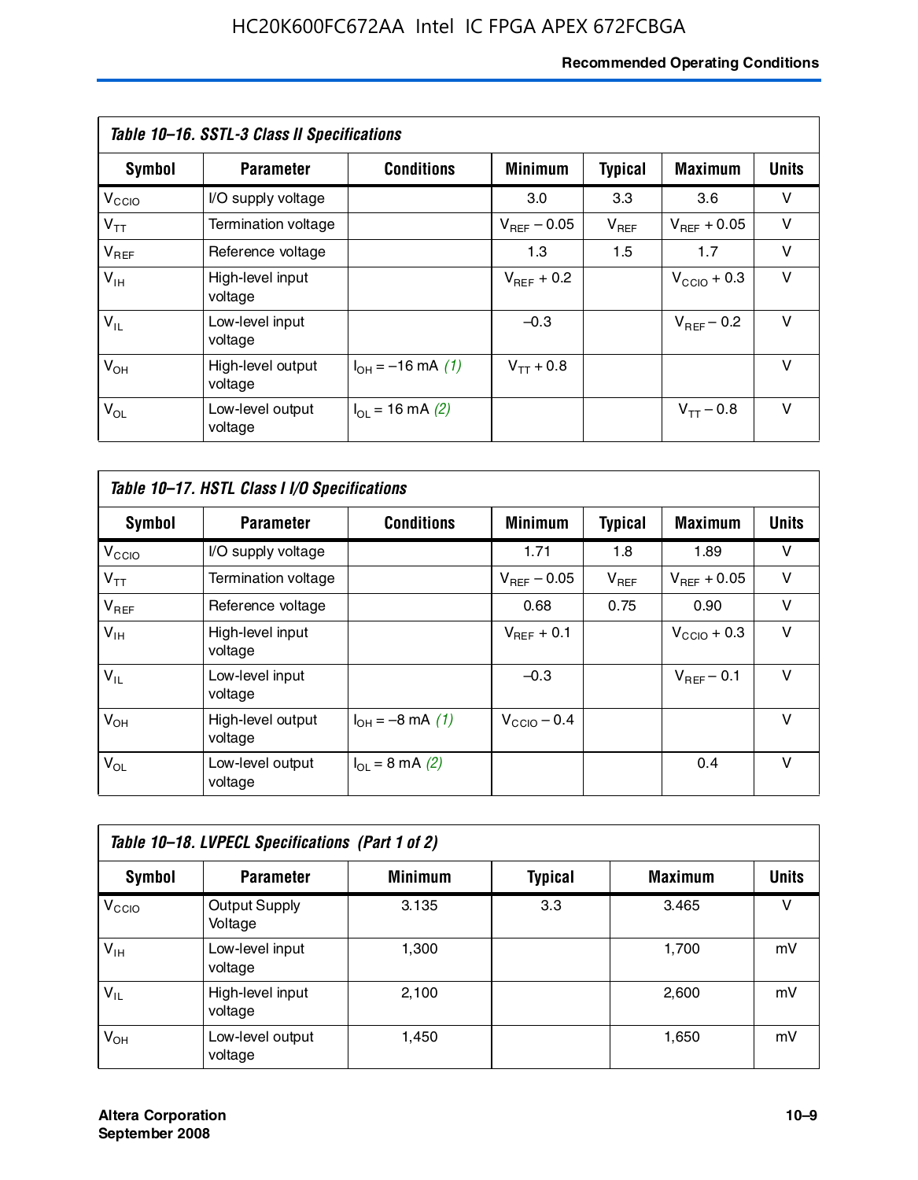*Table 10–16. SSTL-3 Class II Specifications*

| Symbol | Parameter | Conditions | Minimum | Typical | Maximum | Units |
|---|---|---|---|---|---|---|
| $V_{CCIO}$ | I/O supply voltage | | 3.0 | 3.3 | 3.6 | V |
| $V_{TT}$ | Termination voltage | | $V_{REF}$ – 0.05 | $V_{REF}$ | $V_{REF}$ + 0.05 | V |
| $V_{REF}$ | Reference voltage | | 1.3 | 1.5 | 1.7 | V |
| $V_{IH}$ | High-level input voltage | | $V_{REF}$ + 0.2 | | $V_{CCIO}$ + 0.3 | V |
| $V_{IL}$ | Low-level input voltage | | –0.3 | | $V_{REF}$ – 0.2 | V |
| $V_{OH}$ | High-level output voltage | $I_{OH}$ = –16 mA *(1)* | $V_{TT}$ + 0.8 | | | V |
| $V_{OL}$ | Low-level output voltage | $I_{OL}$ = 16 mA *(2)* | | | $V_{TT}$ – 0.8 | V |

*Table 10–17. HSTL Class I I/O Specifications*

| Symbol | Parameter | Conditions | Minimum | Typical | Maximum | Units |
|---|---|---|---|---|---|---|
| $V_{CCIO}$ | I/O supply voltage | | 1.71 | 1.8 | 1.89 | V |
| $V_{TT}$ | Termination voltage | | $V_{REF}$ – 0.05 | $V_{REF}$ | $V_{REF}$ + 0.05 | V |
| $V_{REF}$ | Reference voltage | | 0.68 | 0.75 | 0.90 | V |
| $V_{IH}$ | High-level input voltage | | $V_{REF}$ + 0.1 | | $V_{CCIO}$ + 0.3 | V |
| $V_{IL}$ | Low-level input voltage | | –0.3 | | $V_{REF}$ – 0.1 | V |
| $V_{OH}$ | High-level output voltage | $I_{OH}$ = –8 mA *(1)* | $V_{CCIO}$ – 0.4 | | | V |
| $V_{OL}$ | Low-level output voltage | $I_{OL}$ = 8 mA *(2)* | | | 0.4 | V |

*Table 10–18. LVPECL Specifications (Part 1 of 2)*

| Symbol | Parameter | Minimum | Typical | Maximum | Units |
|---|---|---|---|---|---|
| $V_{CCIO}$ | Output Supply Voltage | 3.135 | 3.3 | 3.465 | V |
| $V_{IH}$ | Low-level input voltage | 1,300 | | 1,700 | mV |
| $V_{IL}$ | High-level input voltage | 2,100 | | 2,600 | mV |
| $V_{OH}$ | Low-level output voltage | 1,450 | | 1,650 | mV |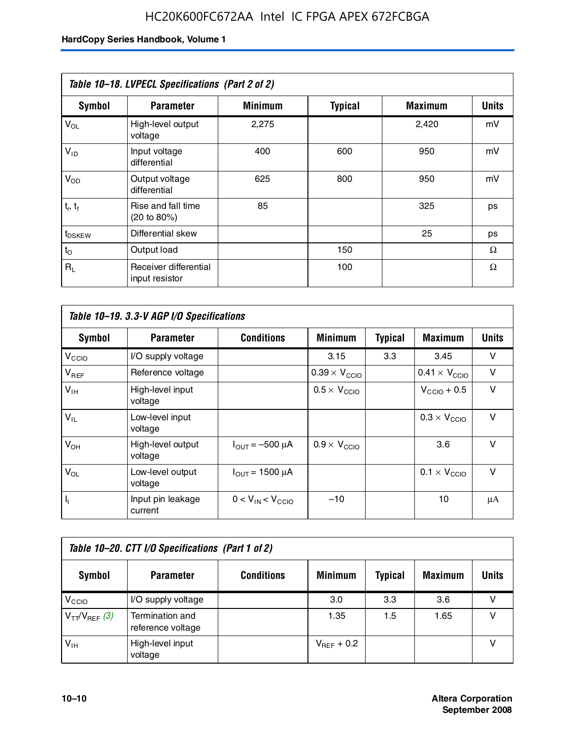**Table 10–18. LVPECL Specifications (Part 2 of 2)**

| Symbol | Parameter | Minimum | Typical | Maximum | Units |
|---|---|---|---|---|---|
| $V_{OL}$ | High-level output voltage | 2,275 | | 2,420 | mV |
| $V_{ID}$ | Input voltage differential | 400 | 600 | 950 | mV |
| $V_{OD}$ | Output voltage differential | 625 | 800 | 950 | mV |
| $t_r$, $t_f$ | Rise and fall time (20 to 80%) | 85 | | 325 | ps |
| $t_{DSKEW}$ | Differential skew | | | 25 | ps |
| $t_O$ | Output load | | 150 | | Ω |
| $R_L$ | Receiver differential input resistor | | 100 | | Ω |

**Table 10–19. 3.3-V AGP I/O Specifications**

| Symbol | Parameter | Conditions | Minimum | Typical | Maximum | Units |
|---|---|---|---|---|---|---|
| $V_{CCIO}$ | I/O supply voltage | | 3.15 | 3.3 | 3.45 | V |
| $V_{REF}$ | Reference voltage | | $0.39 \times V_{CCIO}$ | | $0.41 \times V_{CCIO}$ | V |
| $V_{IH}$ | High-level input voltage | | $0.5 \times V_{CCIO}$ | | $V_{CCIO} + 0.5$ | V |
| $V_{IL}$ | Low-level input voltage | | | | $0.3 \times V_{CCIO}$ | V |
| $V_{OH}$ | High-level output voltage | $I_{OUT} = -500$ µA | $0.9 \times V_{CCIO}$ | | 3.6 | V |
| $V_{OL}$ | Low-level output voltage | $I_{OUT} = 1500$ µA | | | $0.1 \times V_{CCIO}$ | V |
| $I_I$ | Input pin leakage current | $0 < V_{IN} < V_{CCIO}$ | –10 | | 10 | µA |

**Table 10–20. CTT I/O Specifications (Part 1 of 2)**

| Symbol | Parameter | Conditions | Minimum | Typical | Maximum | Units |
|---|---|---|---|---|---|---|
| $V_{CCIO}$ | I/O supply voltage | | 3.0 | 3.3 | 3.6 | V |
| $V_{TT}/V_{REF}$ *(3)* | Termination and reference voltage | | 1.35 | 1.5 | 1.65 | V |
| $V_{IH}$ | High-level input voltage | | $V_{REF} + 0.2$ | | | V |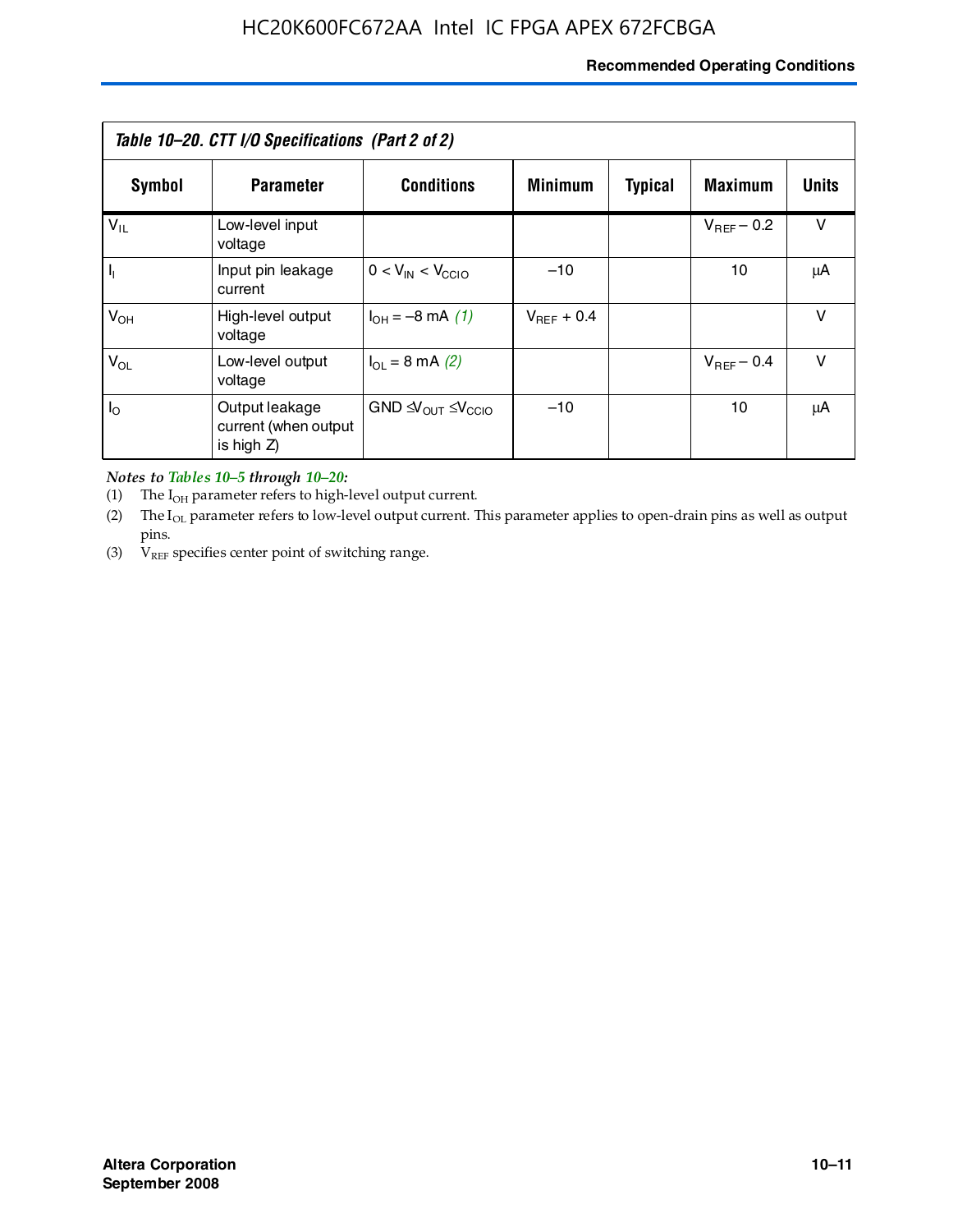| Table 10–20. CTT I/O Specifications (Part 2 of 2) | | | | | | |
|---|---|---|---|---|---|---|
| **Symbol** | **Parameter** | **Conditions** | **Minimum** | **Typical** | **Maximum** | **Units** |
| $V_{IL}$ | Low-level input voltage | | | | $V_{REF} - 0.2$ | V |
| $I_I$ | Input pin leakage current | $0 < V_{IN} < V_{CCIO}$ | –10 | | 10 | μA |
| $V_{OH}$ | High-level output voltage | $I_{OH} = -8$ mA *(1)* | $V_{REF} + 0.4$ | | | V |
| $V_{OL}$ | Low-level output voltage | $I_{OL} = 8$ mA *(2)* | | | $V_{REF} - 0.4$ | V |
| $I_O$ | Output leakage current (when output is high Z) | GND $\leq V_{OUT} \leq V_{CCIO}$ | –10 | | 10 | μA |

*Notes to Tables 10–5 through 10–20:*

(1) The $I_{OH}$ parameter refers to high-level output current.

(2) The $I_{OL}$ parameter refers to low-level output current. This parameter applies to open-drain pins as well as output pins.

(3) $V_{REF}$ specifies center point of switching range.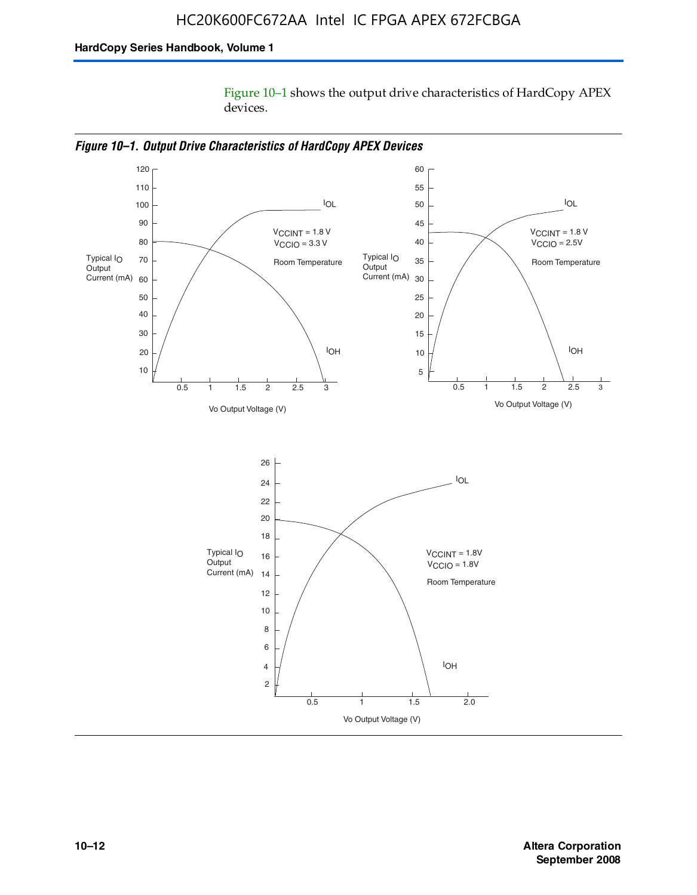Figure 10–1 shows the output drive characteristics of HardCopy APEX devices.

*Figure 10–1. Output Drive Characteristics of HardCopy APEX Devices*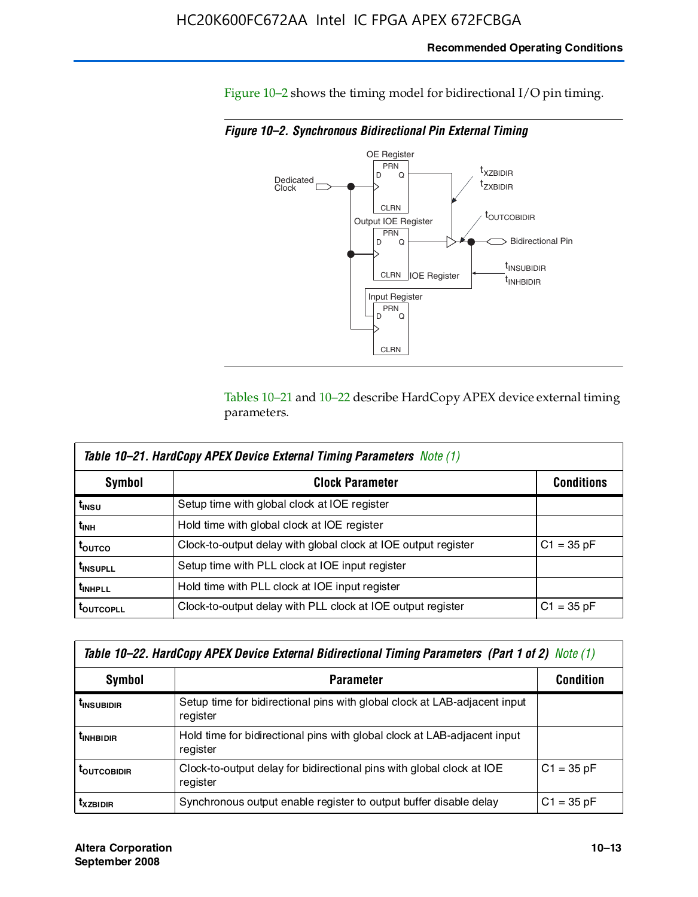Figure 10–2 shows the timing model for bidirectional I/O pin timing.

*Figure 10–2. Synchronous Bidirectional Pin External Timing*

Tables 10–21 and 10–22 describe HardCopy APEX device external timing parameters.

| *Table 10–21. HardCopy APEX Device External Timing Parameters Note (1)* | | |
|---|---|---|
| **Symbol** | **Clock Parameter** | **Conditions** |
| $t_{INSU}$ | Setup time with global clock at IOE register | |
| $t_{INH}$ | Hold time with global clock at IOE register | |
| $t_{OUTCO}$ | Clock-to-output delay with global clock at IOE output register | C1 = 35 pF |
| $t_{INSUPLL}$ | Setup time with PLL clock at IOE input register | |
| $t_{INHPLL}$ | Hold time with PLL clock at IOE input register | |
| $t_{OUTCOPLL}$ | Clock-to-output delay with PLL clock at IOE output register | C1 = 35 pF |

| *Table 10–22. HardCopy APEX Device External Bidirectional Timing Parameters (Part 1 of 2) Note (1)* | | |
|---|---|---|
| **Symbol** | **Parameter** | **Condition** |
| $t_{INSUBIDIR}$ | Setup time for bidirectional pins with global clock at LAB-adjacent input register | |
| $t_{INHBIDIR}$ | Hold time for bidirectional pins with global clock at LAB-adjacent input register | |
| $t_{OUTCOBIDIR}$ | Clock-to-output delay for bidirectional pins with global clock at IOE register | C1 = 35 pF |
| $t_{XZBIDIR}$ | Synchronous output enable register to output buffer disable delay | C1 = 35 pF |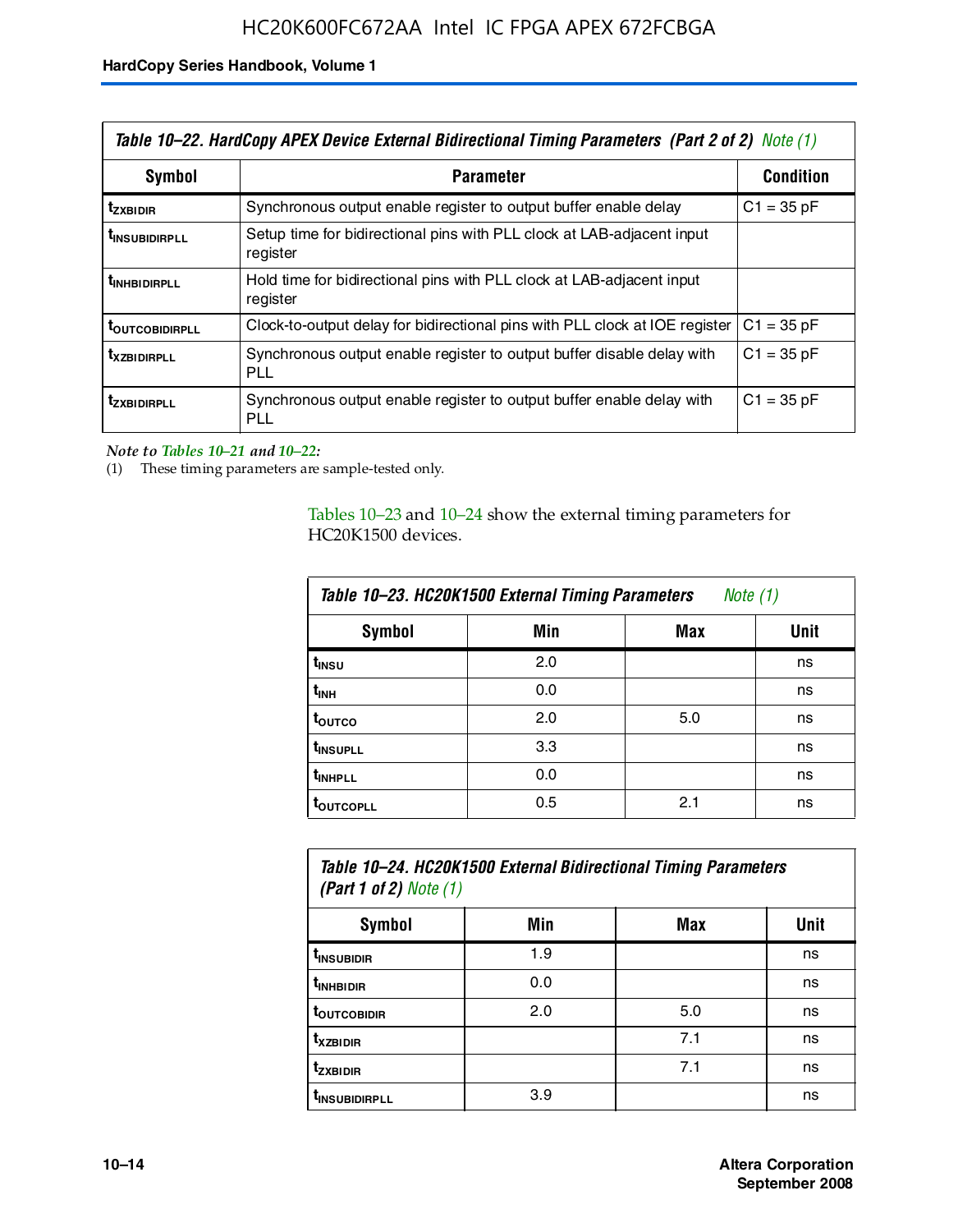**Table 10–22. HardCopy APEX Device External Bidirectional Timing Parameters (Part 2 of 2) Note (1)**

| Symbol | Parameter | Condition |
|---|---|---|
| $t_{ZXBIDIR}$ | Synchronous output enable register to output buffer enable delay | C1 = 35 pF |
| $t_{INSUBIDIRPLL}$ | Setup time for bidirectional pins with PLL clock at LAB-adjacent input register | |
| $t_{INHBIDIRPLL}$ | Hold time for bidirectional pins with PLL clock at LAB-adjacent input register | |
| $t_{OUTCOBIDIRPLL}$ | Clock-to-output delay for bidirectional pins with PLL clock at IOE register | C1 = 35 pF |
| $t_{XZBIDIRPLL}$ | Synchronous output enable register to output buffer disable delay with PLL | C1 = 35 pF |
| $t_{ZXBIDIRPLL}$ | Synchronous output enable register to output buffer enable delay with PLL | C1 = 35 pF |

*Note to Tables 10–21 and 10–22:*

(1) These timing parameters are sample-tested only.

Tables 10–23 and 10–24 show the external timing parameters for HC20K1500 devices.

**Table 10–23. HC20K1500 External Timing Parameters Note (1)**

| Symbol | Min | Max | Unit |
|---|---|---|---|
| $t_{INSU}$ | 2.0 | | ns |
| $t_{INH}$ | 0.0 | | ns |
| $t_{OUTCO}$ | 2.0 | 5.0 | ns |
| $t_{INSUPLL}$ | 3.3 | | ns |
| $t_{INHPLL}$ | 0.0 | | ns |
| $t_{OUTCOPLL}$ | 0.5 | 2.1 | ns |

**Table 10–24. HC20K1500 External Bidirectional Timing Parameters (Part 1 of 2) Note (1)**

| Symbol | Min | Max | Unit |
|---|---|---|---|
| $t_{INSUBIDIR}$ | 1.9 | | ns |
| $t_{INHBIDIR}$ | 0.0 | | ns |
| $t_{OUTCOBIDIR}$ | 2.0 | 5.0 | ns |
| $t_{XZBIDIR}$ | | 7.1 | ns |
| $t_{ZXBIDIR}$ | | 7.1 | ns |
| $t_{INSUBIDIRPLL}$ | 3.9 | | ns |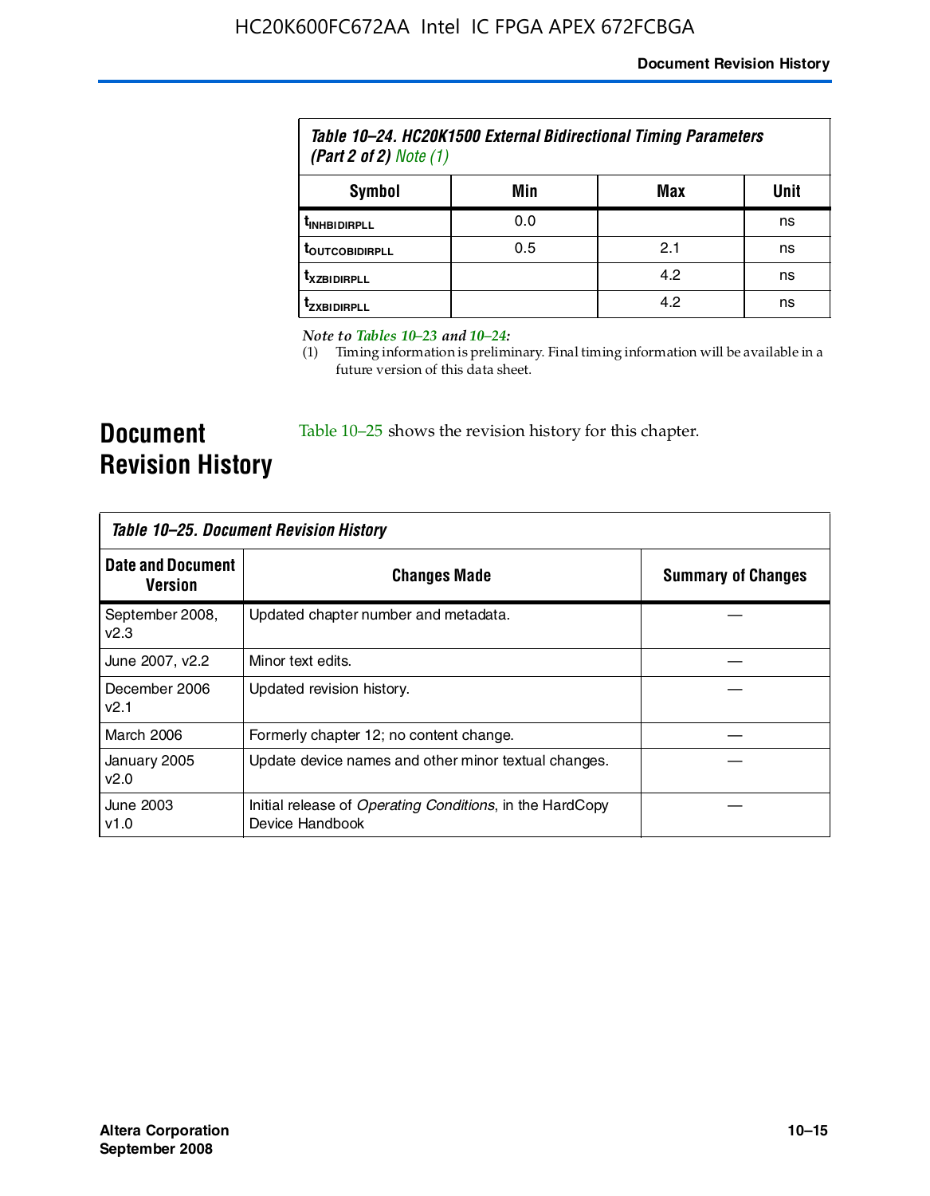Table 10–24. HC20K1500 External Bidirectional Timing Parameters (Part 2 of 2) Note (1)

| Symbol | Min | Max | Unit |
|---|---|---|---|
| $t_{INHBIDIRPLL}$ | 0.0 | | ns |
| $t_{OUTCOBIDIRPLL}$ | 0.5 | 2.1 | ns |
| $t_{XZBIDIRPLL}$ | | 4.2 | ns |
| $t_{ZXBIDIRPLL}$ | | 4.2 | ns |

*Note to Tables 10–23 and 10–24:*

(1) Timing information is preliminary. Final timing information will be available in a future version of this data sheet.

## Document Revision History

Table 10–25 shows the revision history for this chapter.

Table 10–25. Document Revision History

| Date and Document Version | Changes Made | Summary of Changes |
|---|---|---|
| September 2008, v2.3 | Updated chapter number and metadata. | — |
| June 2007, v2.2 | Minor text edits. | — |
| December 2006 v2.1 | Updated revision history. | — |
| March 2006 | Formerly chapter 12; no content change. | — |
| January 2005 v2.0 | Update device names and other minor textual changes. | — |
| June 2003 v1.0 | Initial release of *Operating Conditions*, in the HardCopy Device Handbook | — |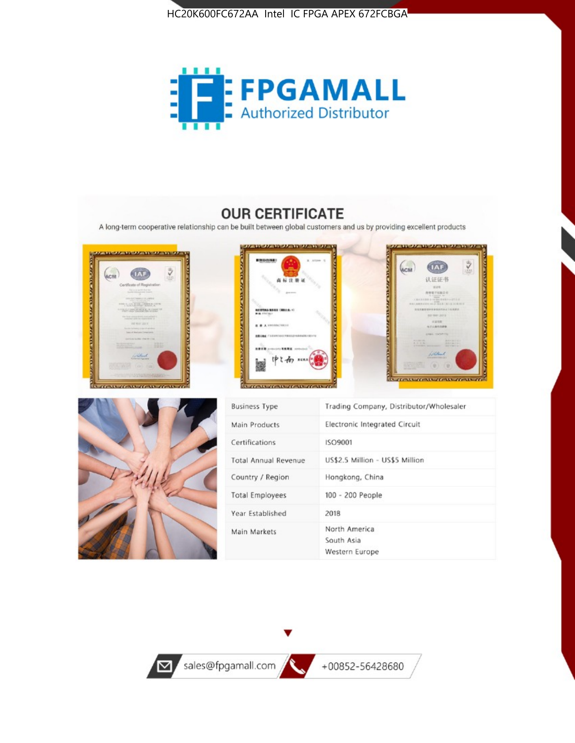FPGAMALL
Authorized Distributor

## OUR CERTIFICATE

A long-term cooperative relationship can be built between global customers and us by providing excellent products

| | |
|---|---|
| Business Type | Trading Company, Distributor/Wholesaler |
| Main Products | Electronic Integrated Circuit |
| Certifications | ISO9001 |
| Total Annual Revenue | US$2.5 Million - US$5 Million |
| Country / Region | Hongkong, China |
| Total Employees | 100 - 200 People |
| Year Established | 2018 |
| Main Markets | North America<br>South Asia<br>Western Europe |

sales@fpgamall.com

+00852-56428680